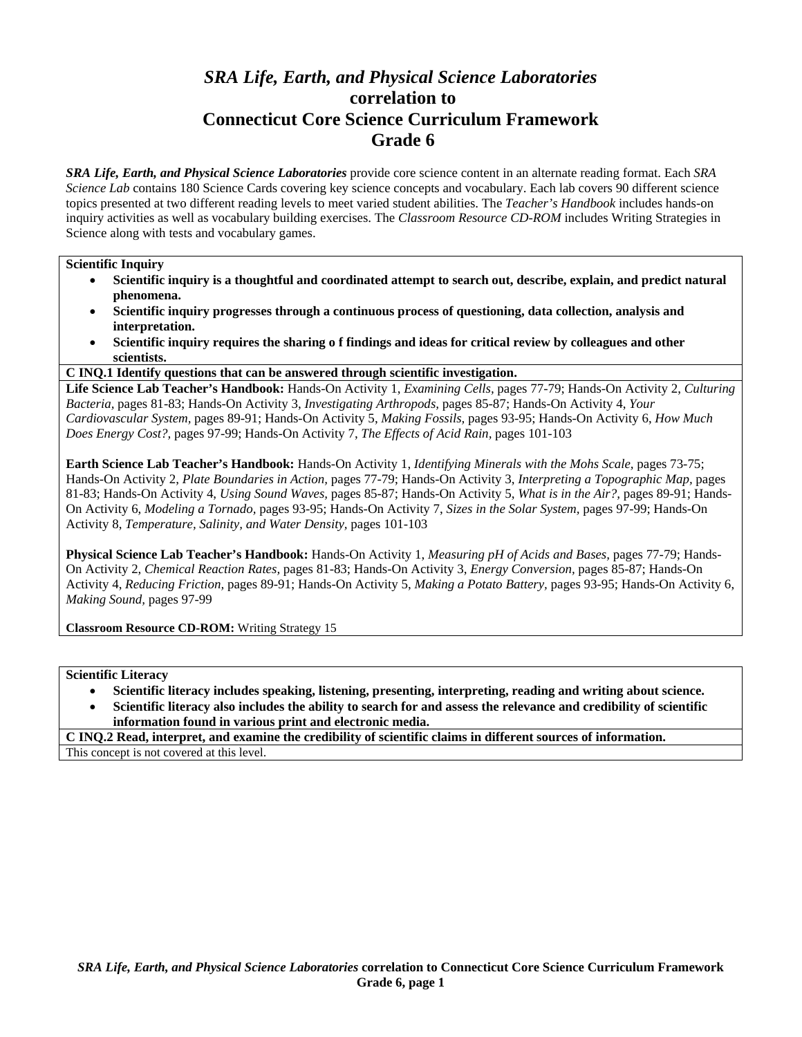# *SRA Life, Earth, and Physical Science Laboratories*
## correlation to
## Connecticut Core Science Curriculum Framework
## Grade 6

***SRA Life, Earth, and Physical Science Laboratories*** provide core science content in an alternate reading format. Each *SRA Science Lab* contains 180 Science Cards covering key science concepts and vocabulary. Each lab covers 90 different science topics presented at two different reading levels to meet varied student abilities. The *Teacher's Handbook* includes hands-on inquiry activities as well as vocabulary building exercises. The *Classroom Resource CD-ROM* includes Writing Strategies in Science along with tests and vocabulary games.

**Scientific Inquiry**

- **Scientific inquiry is a thoughtful and coordinated attempt to search out, describe, explain, and predict natural phenomena.**
- **Scientific inquiry progresses through a continuous process of questioning, data collection, analysis and interpretation.**
- **Scientific inquiry requires the sharing o f findings and ideas for critical review by colleagues and other scientists.**

**C INQ.1 Identify questions that can be answered through scientific investigation.**

**Life Science Lab Teacher's Handbook:** Hands-On Activity 1, *Examining Cells,* pages 77-79; Hands-On Activity 2, *Culturing Bacteria,* pages 81-83; Hands-On Activity 3, *Investigating Arthropods,* pages 85-87; Hands-On Activity 4, *Your Cardiovascular System,* pages 89-91; Hands-On Activity 5, *Making Fossils,* pages 93-95; Hands-On Activity 6, *How Much Does Energy Cost?,* pages 97-99; Hands-On Activity 7, *The Effects of Acid Rain,* pages 101-103

**Earth Science Lab Teacher's Handbook:** Hands-On Activity 1, *Identifying Minerals with the Mohs Scale*, pages 73-75; Hands-On Activity 2, *Plate Boundaries in Action,* pages 77-79; Hands-On Activity 3, *Interpreting a Topographic Map*, pages 81-83; Hands-On Activity 4, *Using Sound Waves*, pages 85-87; Hands-On Activity 5, *What is in the Air?*, pages 89-91; Hands-On Activity 6, *Modeling a Tornado*, pages 93-95; Hands-On Activity 7, *Sizes in the Solar System,* pages 97-99; Hands-On Activity 8, *Temperature, Salinity, and Water Density*, pages 101-103

**Physical Science Lab Teacher's Handbook:** Hands-On Activity 1, *Measuring pH of Acids and Bases,* pages 77-79; Hands-On Activity 2, *Chemical Reaction Rates*, pages 81-83; Hands-On Activity 3, *Energy Conversion*, pages 85-87; Hands-On Activity 4, *Reducing Friction*, pages 89-91; Hands-On Activity 5, *Making a Potato Battery*, pages 93-95; Hands-On Activity 6, *Making Sound,* pages 97-99

**Classroom Resource CD-ROM:** Writing Strategy 15

**Scientific Literacy**

- **Scientific literacy includes speaking, listening, presenting, interpreting, reading and writing about science.**
- **Scientific literacy also includes the ability to search for and assess the relevance and credibility of scientific information found in various print and electronic media.**

**C INQ.2 Read, interpret, and examine the credibility of scientific claims in different sources of information.**

This concept is not covered at this level.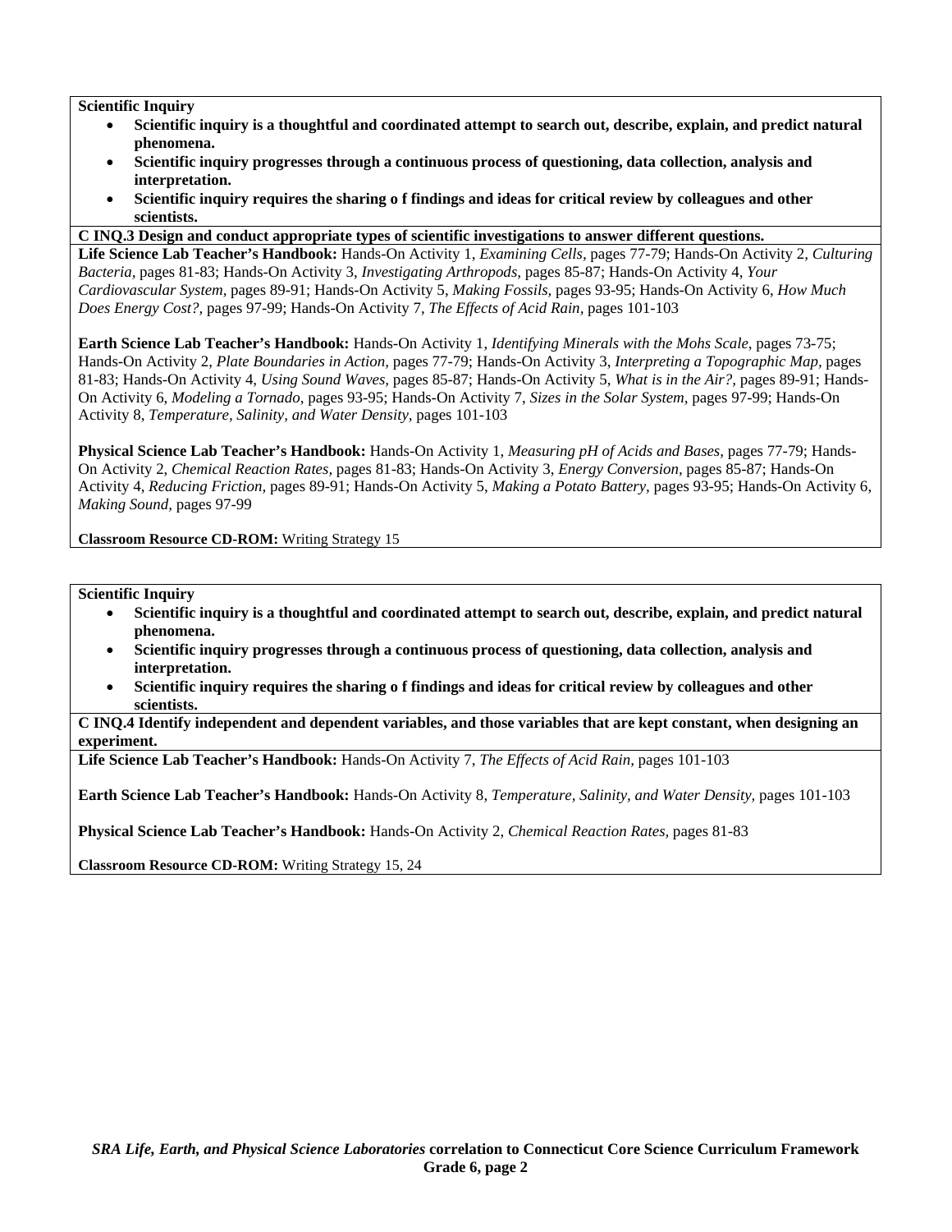**Scientific Inquiry**

- **Scientific inquiry is a thoughtful and coordinated attempt to search out, describe, explain, and predict natural phenomena.**
- **Scientific inquiry progresses through a continuous process of questioning, data collection, analysis and interpretation.**
- **Scientific inquiry requires the sharing o f findings and ideas for critical review by colleagues and other scientists.**

**C INQ.3 Design and conduct appropriate types of scientific investigations to answer different questions.**

**Life Science Lab Teacher's Handbook:** Hands-On Activity 1, *Examining Cells,* pages 77-79; Hands-On Activity 2, *Culturing Bacteria,* pages 81-83; Hands-On Activity 3, *Investigating Arthropods,* pages 85-87; Hands-On Activity 4, *Your Cardiovascular System,* pages 89-91; Hands-On Activity 5, *Making Fossils,* pages 93-95; Hands-On Activity 6, *How Much Does Energy Cost?,* pages 97-99; Hands-On Activity 7, *The Effects of Acid Rain,* pages 101-103

**Earth Science Lab Teacher's Handbook:** Hands-On Activity 1, *Identifying Minerals with the Mohs Scale,* pages 73-75; Hands-On Activity 2, *Plate Boundaries in Action,* pages 77-79; Hands-On Activity 3, *Interpreting a Topographic Map,* pages 81-83; Hands-On Activity 4, *Using Sound Waves,* pages 85-87; Hands-On Activity 5, *What is in the Air?,* pages 89-91; Hands-On Activity 6, *Modeling a Tornado,* pages 93-95; Hands-On Activity 7, *Sizes in the Solar System,* pages 97-99; Hands-On Activity 8, *Temperature, Salinity, and Water Density,* pages 101-103

**Physical Science Lab Teacher's Handbook:** Hands-On Activity 1, *Measuring pH of Acids and Bases,* pages 77-79; Hands-On Activity 2, *Chemical Reaction Rates,* pages 81-83; Hands-On Activity 3, *Energy Conversion,* pages 85-87; Hands-On Activity 4, *Reducing Friction,* pages 89-91; Hands-On Activity 5, *Making a Potato Battery,* pages 93-95; Hands-On Activity 6, *Making Sound,* pages 97-99

**Classroom Resource CD-ROM:** Writing Strategy 15

**Scientific Inquiry**

- **Scientific inquiry is a thoughtful and coordinated attempt to search out, describe, explain, and predict natural phenomena.**
- **Scientific inquiry progresses through a continuous process of questioning, data collection, analysis and interpretation.**
- **Scientific inquiry requires the sharing o f findings and ideas for critical review by colleagues and other scientists.**

**C INQ.4 Identify independent and dependent variables, and those variables that are kept constant, when designing an experiment.**

**Life Science Lab Teacher's Handbook:** Hands-On Activity 7, *The Effects of Acid Rain,* pages 101-103

**Earth Science Lab Teacher's Handbook:** Hands-On Activity 8, *Temperature, Salinity, and Water Density,* pages 101-103

**Physical Science Lab Teacher's Handbook:** Hands-On Activity 2, *Chemical Reaction Rates,* pages 81-83

**Classroom Resource CD-ROM:** Writing Strategy 15, 24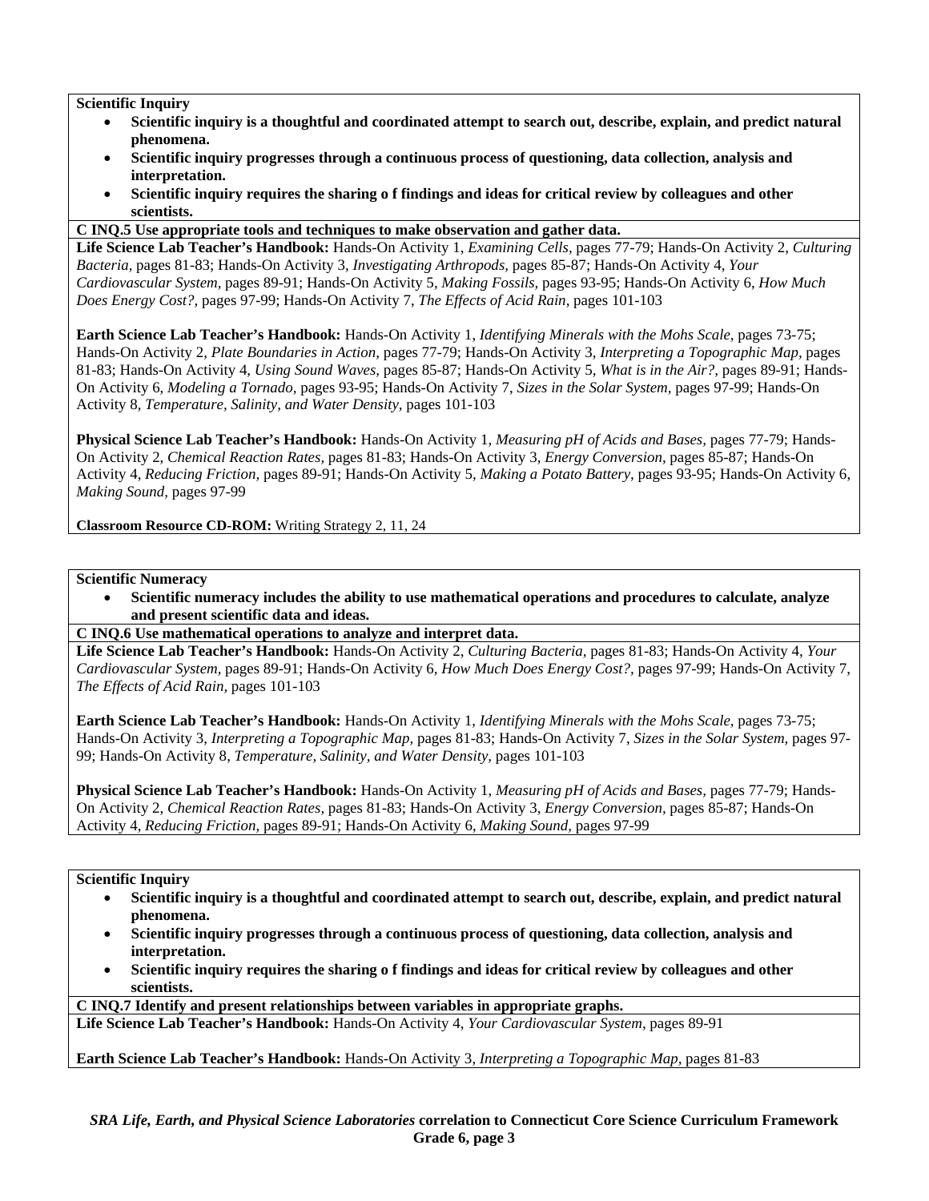**Scientific Inquiry**

- **Scientific inquiry is a thoughtful and coordinated attempt to search out, describe, explain, and predict natural phenomena.**
- **Scientific inquiry progresses through a continuous process of questioning, data collection, analysis and interpretation.**
- **Scientific inquiry requires the sharing o f findings and ideas for critical review by colleagues and other scientists.**

**C INQ.5 Use appropriate tools and techniques to make observation and gather data.**

**Life Science Lab Teacher's Handbook:** Hands-On Activity 1, *Examining Cells,* pages 77-79; Hands-On Activity 2, *Culturing Bacteria,* pages 81-83; Hands-On Activity 3, *Investigating Arthropods,* pages 85-87; Hands-On Activity 4, *Your Cardiovascular System,* pages 89-91; Hands-On Activity 5, *Making Fossils,* pages 93-95; Hands-On Activity 6, *How Much Does Energy Cost?,* pages 97-99; Hands-On Activity 7, *The Effects of Acid Rain,* pages 101-103

**Earth Science Lab Teacher's Handbook:** Hands-On Activity 1, *Identifying Minerals with the Mohs Scale,* pages 73-75; Hands-On Activity 2, *Plate Boundaries in Action,* pages 77-79; Hands-On Activity 3, *Interpreting a Topographic Map,* pages 81-83; Hands-On Activity 4, *Using Sound Waves,* pages 85-87; Hands-On Activity 5, *What is in the Air?,* pages 89-91; Hands-On Activity 6, *Modeling a Tornado,* pages 93-95; Hands-On Activity 7, *Sizes in the Solar System,* pages 97-99; Hands-On Activity 8, *Temperature, Salinity, and Water Density,* pages 101-103

**Physical Science Lab Teacher's Handbook:** Hands-On Activity 1, *Measuring pH of Acids and Bases,* pages 77-79; Hands-On Activity 2, *Chemical Reaction Rates,* pages 81-83; Hands-On Activity 3, *Energy Conversion,* pages 85-87; Hands-On Activity 4, *Reducing Friction,* pages 89-91; Hands-On Activity 5, *Making a Potato Battery,* pages 93-95; Hands-On Activity 6, *Making Sound,* pages 97-99

**Classroom Resource CD-ROM:** Writing Strategy 2, 11, 24

**Scientific Numeracy**

- **Scientific numeracy includes the ability to use mathematical operations and procedures to calculate, analyze and present scientific data and ideas.**

**C INQ.6 Use mathematical operations to analyze and interpret data.**

**Life Science Lab Teacher's Handbook:** Hands-On Activity 2, *Culturing Bacteria,* pages 81-83; Hands-On Activity 4, *Your Cardiovascular System,* pages 89-91; Hands-On Activity 6, *How Much Does Energy Cost?,* pages 97-99; Hands-On Activity 7, *The Effects of Acid Rain,* pages 101-103

**Earth Science Lab Teacher's Handbook:** Hands-On Activity 1, *Identifying Minerals with the Mohs Scale,* pages 73-75; Hands-On Activity 3, *Interpreting a Topographic Map,* pages 81-83; Hands-On Activity 7, *Sizes in the Solar System,* pages 97-99; Hands-On Activity 8, *Temperature, Salinity, and Water Density,* pages 101-103

**Physical Science Lab Teacher's Handbook:** Hands-On Activity 1, *Measuring pH of Acids and Bases,* pages 77-79; Hands-On Activity 2, *Chemical Reaction Rates,* pages 81-83; Hands-On Activity 3, *Energy Conversion,* pages 85-87; Hands-On Activity 4, *Reducing Friction,* pages 89-91; Hands-On Activity 6, *Making Sound,* pages 97-99

**Scientific Inquiry**

- **Scientific inquiry is a thoughtful and coordinated attempt to search out, describe, explain, and predict natural phenomena.**
- **Scientific inquiry progresses through a continuous process of questioning, data collection, analysis and interpretation.**
- **Scientific inquiry requires the sharing o f findings and ideas for critical review by colleagues and other scientists.**

**C INQ.7 Identify and present relationships between variables in appropriate graphs.**

**Life Science Lab Teacher's Handbook:** Hands-On Activity 4, *Your Cardiovascular System,* pages 89-91

**Earth Science Lab Teacher's Handbook:** Hands-On Activity 3, *Interpreting a Topographic Map,* pages 81-83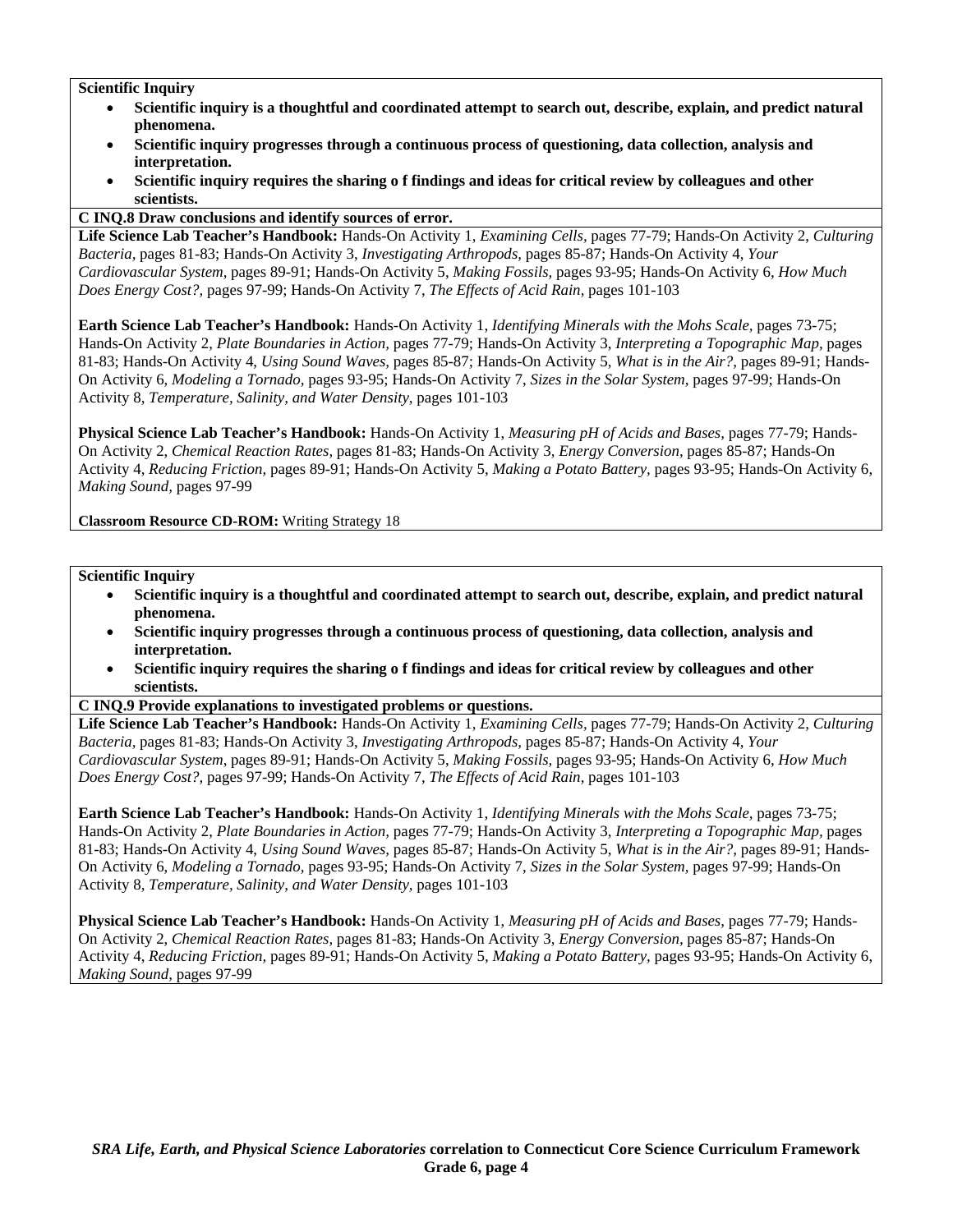**Scientific Inquiry**

- **Scientific inquiry is a thoughtful and coordinated attempt to search out, describe, explain, and predict natural phenomena.**
- **Scientific inquiry progresses through a continuous process of questioning, data collection, analysis and interpretation.**
- **Scientific inquiry requires the sharing o f findings and ideas for critical review by colleagues and other scientists.**

**C INQ.8 Draw conclusions and identify sources of error.**

**Life Science Lab Teacher's Handbook:** Hands-On Activity 1, *Examining Cells,* pages 77-79; Hands-On Activity 2, *Culturing Bacteria,* pages 81-83; Hands-On Activity 3, *Investigating Arthropods,* pages 85-87; Hands-On Activity 4, *Your Cardiovascular System,* pages 89-91; Hands-On Activity 5, *Making Fossils,* pages 93-95; Hands-On Activity 6, *How Much Does Energy Cost?,* pages 97-99; Hands-On Activity 7, *The Effects of Acid Rain,* pages 101-103

**Earth Science Lab Teacher's Handbook:** Hands-On Activity 1, *Identifying Minerals with the Mohs Scale,* pages 73-75; Hands-On Activity 2, *Plate Boundaries in Action,* pages 77-79; Hands-On Activity 3, *Interpreting a Topographic Map,* pages 81-83; Hands-On Activity 4, *Using Sound Waves,* pages 85-87; Hands-On Activity 5, *What is in the Air?,* pages 89-91; Hands-On Activity 6, *Modeling a Tornado,* pages 93-95; Hands-On Activity 7, *Sizes in the Solar System,* pages 97-99; Hands-On Activity 8, *Temperature, Salinity, and Water Density,* pages 101-103

**Physical Science Lab Teacher's Handbook:** Hands-On Activity 1, *Measuring pH of Acids and Bases,* pages 77-79; Hands-On Activity 2, *Chemical Reaction Rates,* pages 81-83; Hands-On Activity 3, *Energy Conversion,* pages 85-87; Hands-On Activity 4, *Reducing Friction,* pages 89-91; Hands-On Activity 5, *Making a Potato Battery,* pages 93-95; Hands-On Activity 6, *Making Sound,* pages 97-99

**Classroom Resource CD-ROM:** Writing Strategy 18

**Scientific Inquiry**

- **Scientific inquiry is a thoughtful and coordinated attempt to search out, describe, explain, and predict natural phenomena.**
- **Scientific inquiry progresses through a continuous process of questioning, data collection, analysis and interpretation.**
- **Scientific inquiry requires the sharing o f findings and ideas for critical review by colleagues and other scientists.**

**C INQ.9 Provide explanations to investigated problems or questions.**

**Life Science Lab Teacher's Handbook:** Hands-On Activity 1, *Examining Cells,* pages 77-79; Hands-On Activity 2, *Culturing Bacteria,* pages 81-83; Hands-On Activity 3, *Investigating Arthropods,* pages 85-87; Hands-On Activity 4, *Your Cardiovascular System,* pages 89-91; Hands-On Activity 5, *Making Fossils,* pages 93-95; Hands-On Activity 6, *How Much Does Energy Cost?,* pages 97-99; Hands-On Activity 7, *The Effects of Acid Rain,* pages 101-103

**Earth Science Lab Teacher's Handbook:** Hands-On Activity 1, *Identifying Minerals with the Mohs Scale,* pages 73-75; Hands-On Activity 2, *Plate Boundaries in Action,* pages 77-79; Hands-On Activity 3, *Interpreting a Topographic Map,* pages 81-83; Hands-On Activity 4, *Using Sound Waves,* pages 85-87; Hands-On Activity 5, *What is in the Air?,* pages 89-91; Hands-On Activity 6, *Modeling a Tornado,* pages 93-95; Hands-On Activity 7, *Sizes in the Solar System,* pages 97-99; Hands-On Activity 8, *Temperature, Salinity, and Water Density,* pages 101-103

**Physical Science Lab Teacher's Handbook:** Hands-On Activity 1, *Measuring pH of Acids and Bases,* pages 77-79; Hands-On Activity 2, *Chemical Reaction Rates,* pages 81-83; Hands-On Activity 3, *Energy Conversion,* pages 85-87; Hands-On Activity 4, *Reducing Friction,* pages 89-91; Hands-On Activity 5, *Making a Potato Battery,* pages 93-95; Hands-On Activity 6, *Making Sound,* pages 97-99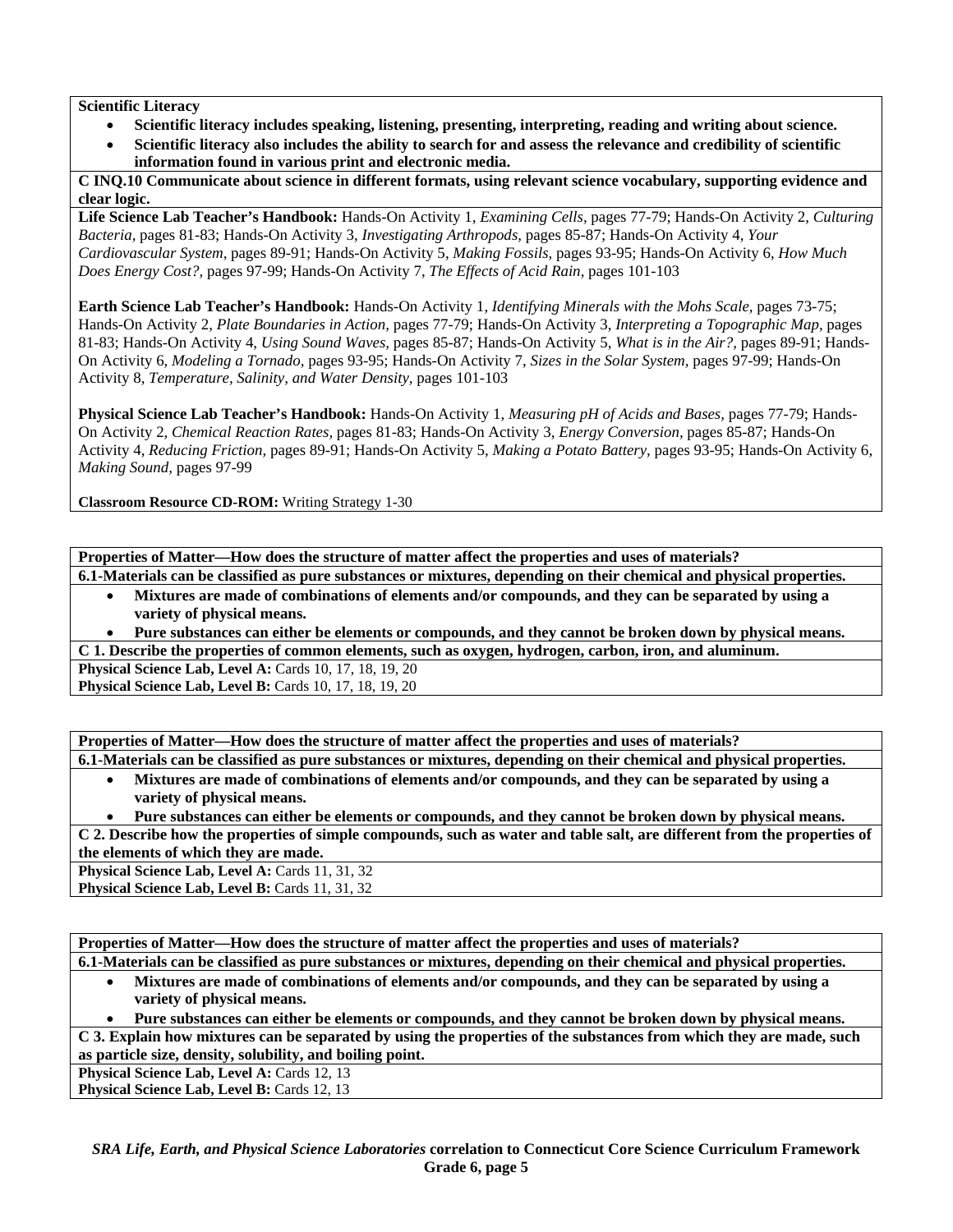**Scientific Literacy**

- **Scientific literacy includes speaking, listening, presenting, interpreting, reading and writing about science.**
- **Scientific literacy also includes the ability to search for and assess the relevance and credibility of scientific information found in various print and electronic media.**

**C INQ.10 Communicate about science in different formats, using relevant science vocabulary, supporting evidence and clear logic.**

**Life Science Lab Teacher's Handbook:** Hands-On Activity 1, *Examining Cells,* pages 77-79; Hands-On Activity 2, *Culturing Bacteria,* pages 81-83; Hands-On Activity 3, *Investigating Arthropods,* pages 85-87; Hands-On Activity 4, *Your Cardiovascular System,* pages 89-91; Hands-On Activity 5, *Making Fossils,* pages 93-95; Hands-On Activity 6, *How Much Does Energy Cost?,* pages 97-99; Hands-On Activity 7, *The Effects of Acid Rain,* pages 101-103

**Earth Science Lab Teacher's Handbook:** Hands-On Activity 1, *Identifying Minerals with the Mohs Scale,* pages 73-75; Hands-On Activity 2, *Plate Boundaries in Action,* pages 77-79; Hands-On Activity 3, *Interpreting a Topographic Map,* pages 81-83; Hands-On Activity 4, *Using Sound Waves,* pages 85-87; Hands-On Activity 5, *What is in the Air?,* pages 89-91; Hands-On Activity 6, *Modeling a Tornado,* pages 93-95; Hands-On Activity 7, *Sizes in the Solar System,* pages 97-99; Hands-On Activity 8, *Temperature, Salinity, and Water Density,* pages 101-103

**Physical Science Lab Teacher's Handbook:** Hands-On Activity 1, *Measuring pH of Acids and Bases,* pages 77-79; Hands-On Activity 2, *Chemical Reaction Rates,* pages 81-83; Hands-On Activity 3, *Energy Conversion,* pages 85-87; Hands-On Activity 4, *Reducing Friction,* pages 89-91; Hands-On Activity 5, *Making a Potato Battery,* pages 93-95; Hands-On Activity 6, *Making Sound,* pages 97-99

**Classroom Resource CD-ROM:** Writing Strategy 1-30

---

**Properties of Matter—How does the structure of matter affect the properties and uses of materials?**

**6.1-Materials can be classified as pure substances or mixtures, depending on their chemical and physical properties.**

- **Mixtures are made of combinations of elements and/or compounds, and they can be separated by using a variety of physical means.**
- **Pure substances can either be elements or compounds, and they cannot be broken down by physical means.**

**C 1. Describe the properties of common elements, such as oxygen, hydrogen, carbon, iron, and aluminum.**

**Physical Science Lab, Level A:** Cards 10, 17, 18, 19, 20
**Physical Science Lab, Level B:** Cards 10, 17, 18, 19, 20

---

**Properties of Matter—How does the structure of matter affect the properties and uses of materials?**

**6.1-Materials can be classified as pure substances or mixtures, depending on their chemical and physical properties.**

- **Mixtures are made of combinations of elements and/or compounds, and they can be separated by using a variety of physical means.**
- **Pure substances can either be elements or compounds, and they cannot be broken down by physical means.**

**C 2. Describe how the properties of simple compounds, such as water and table salt, are different from the properties of the elements of which they are made.**

**Physical Science Lab, Level A:** Cards 11, 31, 32
**Physical Science Lab, Level B:** Cards 11, 31, 32

---

**Properties of Matter—How does the structure of matter affect the properties and uses of materials?**

**6.1-Materials can be classified as pure substances or mixtures, depending on their chemical and physical properties.**

- **Mixtures are made of combinations of elements and/or compounds, and they can be separated by using a variety of physical means.**
- **Pure substances can either be elements or compounds, and they cannot be broken down by physical means.**

**C 3. Explain how mixtures can be separated by using the properties of the substances from which they are made, such as particle size, density, solubility, and boiling point.**

**Physical Science Lab, Level A:** Cards 12, 13
**Physical Science Lab, Level B:** Cards 12, 13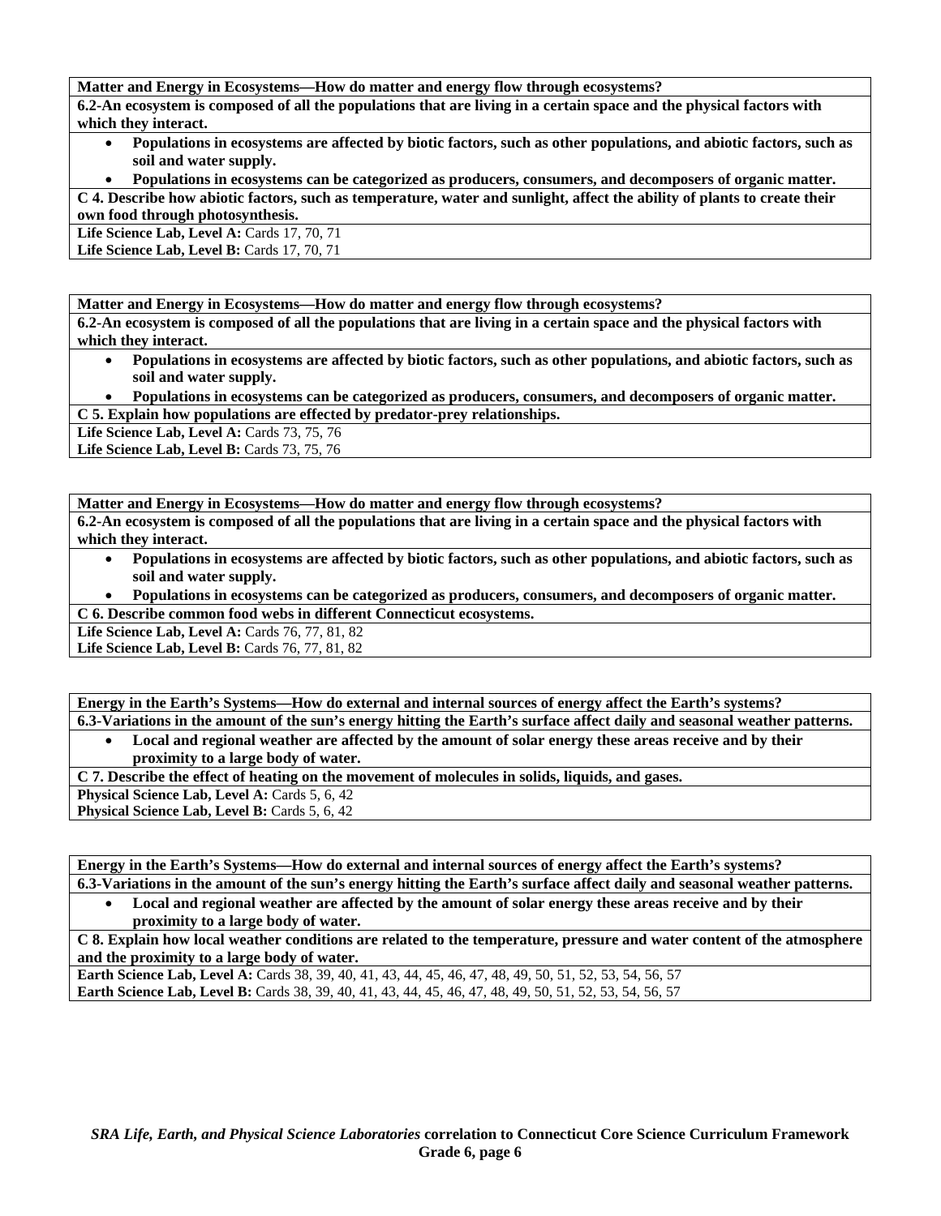**Matter and Energy in Ecosystems—How do matter and energy flow through ecosystems?**

**6.2-An ecosystem is composed of all the populations that are living in a certain space and the physical factors with which they interact.**

- **Populations in ecosystems are affected by biotic factors, such as other populations, and abiotic factors, such as soil and water supply.**
- **Populations in ecosystems can be categorized as producers, consumers, and decomposers of organic matter.**

**C 4. Describe how abiotic factors, such as temperature, water and sunlight, affect the ability of plants to create their own food through photosynthesis.**

**Life Science Lab, Level A:** Cards 17, 70, 71
**Life Science Lab, Level B:** Cards 17, 70, 71

---

**Matter and Energy in Ecosystems—How do matter and energy flow through ecosystems?**

**6.2-An ecosystem is composed of all the populations that are living in a certain space and the physical factors with which they interact.**

- **Populations in ecosystems are affected by biotic factors, such as other populations, and abiotic factors, such as soil and water supply.**
- **Populations in ecosystems can be categorized as producers, consumers, and decomposers of organic matter.**

**C 5. Explain how populations are effected by predator-prey relationships.**

**Life Science Lab, Level A:** Cards 73, 75, 76
**Life Science Lab, Level B:** Cards 73, 75, 76

---

**Matter and Energy in Ecosystems—How do matter and energy flow through ecosystems?**

**6.2-An ecosystem is composed of all the populations that are living in a certain space and the physical factors with which they interact.**

- **Populations in ecosystems are affected by biotic factors, such as other populations, and abiotic factors, such as soil and water supply.**
- **Populations in ecosystems can be categorized as producers, consumers, and decomposers of organic matter.**

**C 6. Describe common food webs in different Connecticut ecosystems.**

**Life Science Lab, Level A:** Cards 76, 77, 81, 82
**Life Science Lab, Level B:** Cards 76, 77, 81, 82

---

**Energy in the Earth's Systems—How do external and internal sources of energy affect the Earth's systems?**

**6.3-Variations in the amount of the sun's energy hitting the Earth's surface affect daily and seasonal weather patterns.**

- **Local and regional weather are affected by the amount of solar energy these areas receive and by their proximity to a large body of water.**

**C 7. Describe the effect of heating on the movement of molecules in solids, liquids, and gases.**

**Physical Science Lab, Level A:** Cards 5, 6, 42
**Physical Science Lab, Level B:** Cards 5, 6, 42

---

**Energy in the Earth's Systems—How do external and internal sources of energy affect the Earth's systems?**

**6.3-Variations in the amount of the sun's energy hitting the Earth's surface affect daily and seasonal weather patterns.**

- **Local and regional weather are affected by the amount of solar energy these areas receive and by their proximity to a large body of water.**

**C 8. Explain how local weather conditions are related to the temperature, pressure and water content of the atmosphere and the proximity to a large body of water.**

**Earth Science Lab, Level A:** Cards 38, 39, 40, 41, 43, 44, 45, 46, 47, 48, 49, 50, 51, 52, 53, 54, 56, 57
**Earth Science Lab, Level B:** Cards 38, 39, 40, 41, 43, 44, 45, 46, 47, 48, 49, 50, 51, 52, 53, 54, 56, 57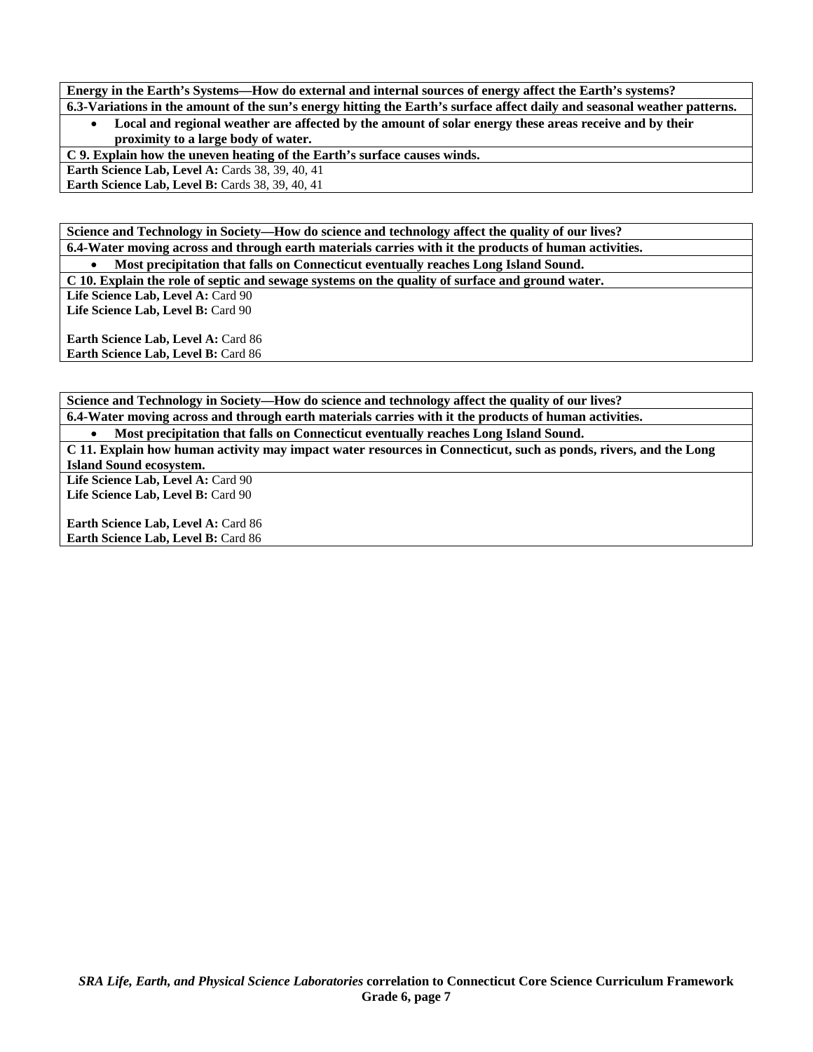**Energy in the Earth's Systems—How do external and internal sources of energy affect the Earth's systems?**

**6.3-Variations in the amount of the sun's energy hitting the Earth's surface affect daily and seasonal weather patterns.**

- **Local and regional weather are affected by the amount of solar energy these areas receive and by their proximity to a large body of water.**

**C 9. Explain how the uneven heating of the Earth's surface causes winds.**

**Earth Science Lab, Level A:** Cards 38, 39, 40, 41
**Earth Science Lab, Level B:** Cards 38, 39, 40, 41

**Science and Technology in Society—How do science and technology affect the quality of our lives?**

**6.4-Water moving across and through earth materials carries with it the products of human activities.**

- **Most precipitation that falls on Connecticut eventually reaches Long Island Sound.**

**C 10. Explain the role of septic and sewage systems on the quality of surface and ground water.**

**Life Science Lab, Level A:** Card 90
**Life Science Lab, Level B:** Card 90

**Earth Science Lab, Level A:** Card 86
**Earth Science Lab, Level B:** Card 86

**Science and Technology in Society—How do science and technology affect the quality of our lives?**

**6.4-Water moving across and through earth materials carries with it the products of human activities.**

- **Most precipitation that falls on Connecticut eventually reaches Long Island Sound.**

**C 11. Explain how human activity may impact water resources in Connecticut, such as ponds, rivers, and the Long Island Sound ecosystem.**

**Life Science Lab, Level A:** Card 90
**Life Science Lab, Level B:** Card 90

**Earth Science Lab, Level A:** Card 86
**Earth Science Lab, Level B:** Card 86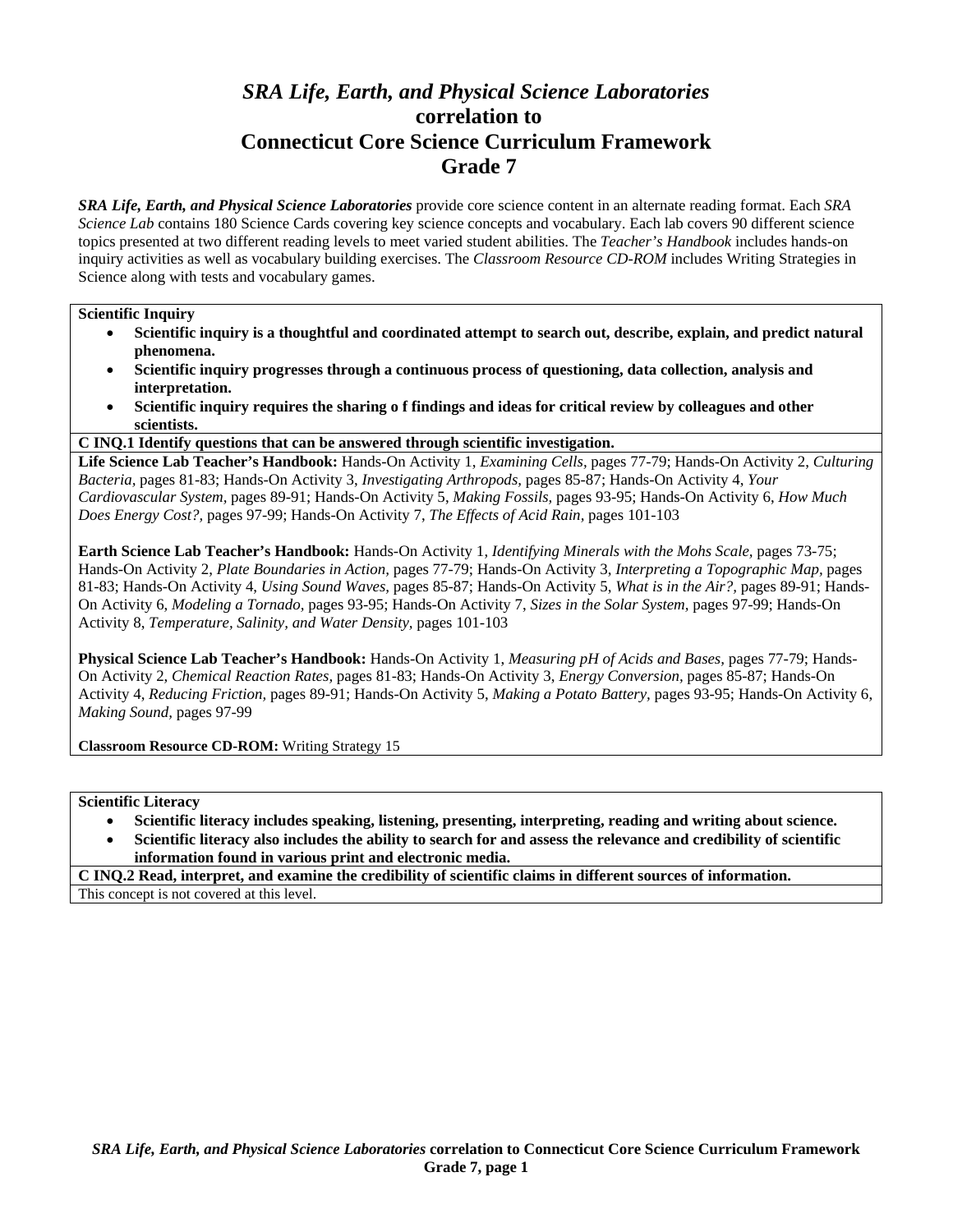# *SRA Life, Earth, and Physical Science Laboratories* correlation to Connecticut Core Science Curriculum Framework Grade 7

***SRA Life, Earth, and Physical Science Laboratories*** provide core science content in an alternate reading format. Each *SRA Science Lab* contains 180 Science Cards covering key science concepts and vocabulary. Each lab covers 90 different science topics presented at two different reading levels to meet varied student abilities. The *Teacher's Handbook* includes hands-on inquiry activities as well as vocabulary building exercises. The *Classroom Resource CD-ROM* includes Writing Strategies in Science along with tests and vocabulary games.

**Scientific Inquiry**

- **Scientific inquiry is a thoughtful and coordinated attempt to search out, describe, explain, and predict natural phenomena.**
- **Scientific inquiry progresses through a continuous process of questioning, data collection, analysis and interpretation.**
- **Scientific inquiry requires the sharing o f findings and ideas for critical review by colleagues and other scientists.**

**C INQ.1 Identify questions that can be answered through scientific investigation.**

**Life Science Lab Teacher's Handbook:** Hands-On Activity 1, *Examining Cells,* pages 77-79; Hands-On Activity 2, *Culturing Bacteria,* pages 81-83; Hands-On Activity 3, *Investigating Arthropods,* pages 85-87; Hands-On Activity 4, *Your Cardiovascular System,* pages 89-91; Hands-On Activity 5, *Making Fossils,* pages 93-95; Hands-On Activity 6, *How Much Does Energy Cost?,* pages 97-99; Hands-On Activity 7, *The Effects of Acid Rain,* pages 101-103

**Earth Science Lab Teacher's Handbook:** Hands-On Activity 1, *Identifying Minerals with the Mohs Scale,* pages 73-75; Hands-On Activity 2, *Plate Boundaries in Action,* pages 77-79; Hands-On Activity 3, *Interpreting a Topographic Map,* pages 81-83; Hands-On Activity 4, *Using Sound Waves,* pages 85-87; Hands-On Activity 5, *What is in the Air?,* pages 89-91; Hands-On Activity 6, *Modeling a Tornado,* pages 93-95; Hands-On Activity 7, *Sizes in the Solar System,* pages 97-99; Hands-On Activity 8, *Temperature, Salinity, and Water Density,* pages 101-103

**Physical Science Lab Teacher's Handbook:** Hands-On Activity 1, *Measuring pH of Acids and Bases,* pages 77-79; Hands-On Activity 2, *Chemical Reaction Rates,* pages 81-83; Hands-On Activity 3, *Energy Conversion,* pages 85-87; Hands-On Activity 4, *Reducing Friction,* pages 89-91; Hands-On Activity 5, *Making a Potato Battery,* pages 93-95; Hands-On Activity 6, *Making Sound,* pages 97-99

**Classroom Resource CD-ROM:** Writing Strategy 15

**Scientific Literacy**

- **Scientific literacy includes speaking, listening, presenting, interpreting, reading and writing about science.**
- **Scientific literacy also includes the ability to search for and assess the relevance and credibility of scientific information found in various print and electronic media.**

**C INQ.2 Read, interpret, and examine the credibility of scientific claims in different sources of information.**

This concept is not covered at this level.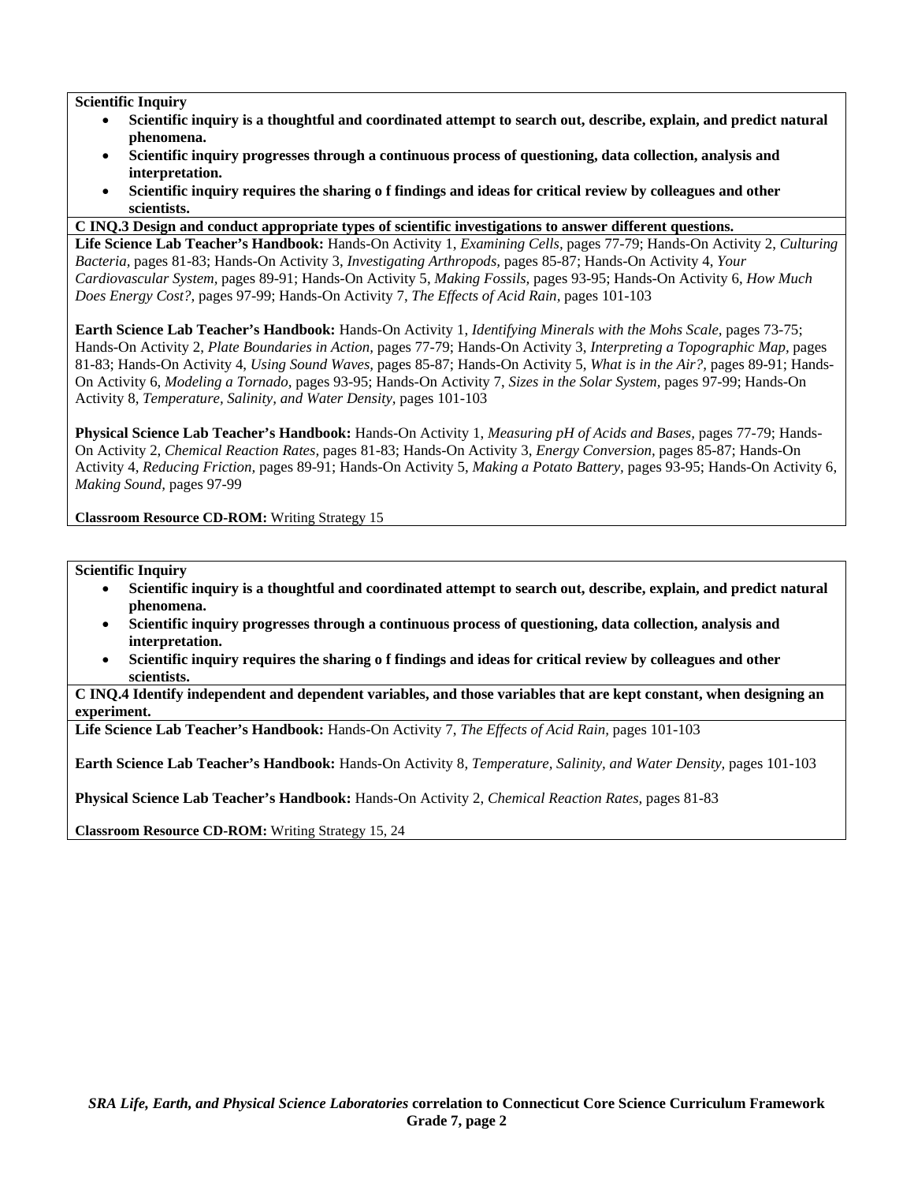**Scientific Inquiry**

- **Scientific inquiry is a thoughtful and coordinated attempt to search out, describe, explain, and predict natural phenomena.**
- **Scientific inquiry progresses through a continuous process of questioning, data collection, analysis and interpretation.**
- **Scientific inquiry requires the sharing o f findings and ideas for critical review by colleagues and other scientists.**

**C INQ.3 Design and conduct appropriate types of scientific investigations to answer different questions.**

**Life Science Lab Teacher's Handbook:** Hands-On Activity 1, *Examining Cells,* pages 77-79; Hands-On Activity 2, *Culturing Bacteria,* pages 81-83; Hands-On Activity 3, *Investigating Arthropods,* pages 85-87; Hands-On Activity 4, *Your Cardiovascular System,* pages 89-91; Hands-On Activity 5, *Making Fossils,* pages 93-95; Hands-On Activity 6, *How Much Does Energy Cost?,* pages 97-99; Hands-On Activity 7, *The Effects of Acid Rain,* pages 101-103

**Earth Science Lab Teacher's Handbook:** Hands-On Activity 1, *Identifying Minerals with the Mohs Scale,* pages 73-75; Hands-On Activity 2, *Plate Boundaries in Action,* pages 77-79; Hands-On Activity 3, *Interpreting a Topographic Map,* pages 81-83; Hands-On Activity 4, *Using Sound Waves,* pages 85-87; Hands-On Activity 5, *What is in the Air?,* pages 89-91; Hands-On Activity 6, *Modeling a Tornado,* pages 93-95; Hands-On Activity 7, *Sizes in the Solar System,* pages 97-99; Hands-On Activity 8, *Temperature, Salinity, and Water Density,* pages 101-103

**Physical Science Lab Teacher's Handbook:** Hands-On Activity 1, *Measuring pH of Acids and Bases,* pages 77-79; Hands-On Activity 2, *Chemical Reaction Rates,* pages 81-83; Hands-On Activity 3, *Energy Conversion,* pages 85-87; Hands-On Activity 4, *Reducing Friction,* pages 89-91; Hands-On Activity 5, *Making a Potato Battery,* pages 93-95; Hands-On Activity 6, *Making Sound,* pages 97-99

**Classroom Resource CD-ROM:** Writing Strategy 15

**Scientific Inquiry**

- **Scientific inquiry is a thoughtful and coordinated attempt to search out, describe, explain, and predict natural phenomena.**
- **Scientific inquiry progresses through a continuous process of questioning, data collection, analysis and interpretation.**
- **Scientific inquiry requires the sharing o f findings and ideas for critical review by colleagues and other scientists.**

**C INQ.4 Identify independent and dependent variables, and those variables that are kept constant, when designing an experiment.**

**Life Science Lab Teacher's Handbook:** Hands-On Activity 7, *The Effects of Acid Rain,* pages 101-103

**Earth Science Lab Teacher's Handbook:** Hands-On Activity 8, *Temperature, Salinity, and Water Density,* pages 101-103

**Physical Science Lab Teacher's Handbook:** Hands-On Activity 2, *Chemical Reaction Rates,* pages 81-83

**Classroom Resource CD-ROM:** Writing Strategy 15, 24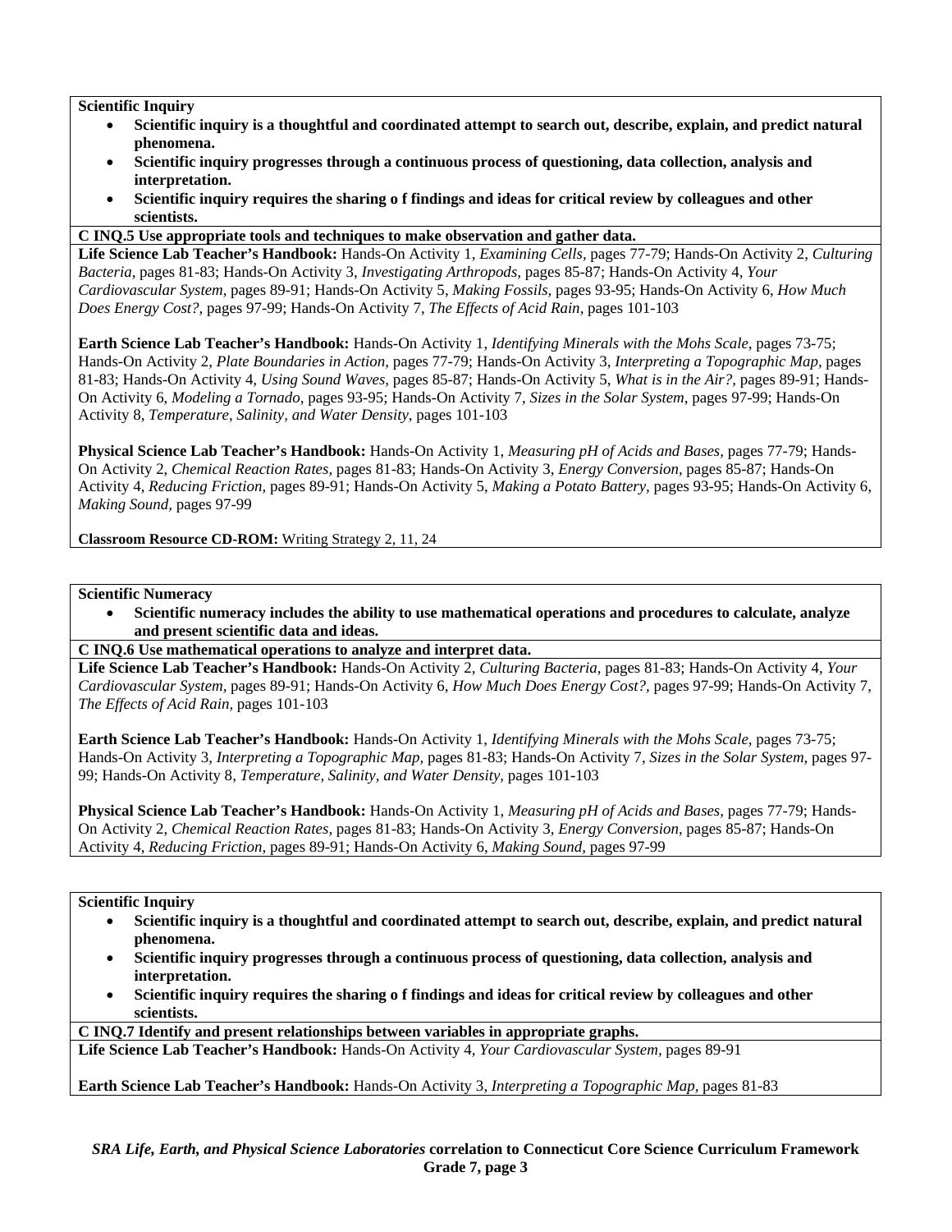**Scientific Inquiry**

- **Scientific inquiry is a thoughtful and coordinated attempt to search out, describe, explain, and predict natural phenomena.**
- **Scientific inquiry progresses through a continuous process of questioning, data collection, analysis and interpretation.**
- **Scientific inquiry requires the sharing o f findings and ideas for critical review by colleagues and other scientists.**

**C INQ.5 Use appropriate tools and techniques to make observation and gather data.**

**Life Science Lab Teacher's Handbook:** Hands-On Activity 1, *Examining Cells,* pages 77-79; Hands-On Activity 2, *Culturing Bacteria,* pages 81-83; Hands-On Activity 3, *Investigating Arthropods,* pages 85-87; Hands-On Activity 4, *Your Cardiovascular System,* pages 89-91; Hands-On Activity 5, *Making Fossils,* pages 93-95; Hands-On Activity 6, *How Much Does Energy Cost?,* pages 97-99; Hands-On Activity 7, *The Effects of Acid Rain,* pages 101-103

**Earth Science Lab Teacher's Handbook:** Hands-On Activity 1, *Identifying Minerals with the Mohs Scale,* pages 73-75; Hands-On Activity 2, *Plate Boundaries in Action,* pages 77-79; Hands-On Activity 3, *Interpreting a Topographic Map,* pages 81-83; Hands-On Activity 4, *Using Sound Waves,* pages 85-87; Hands-On Activity 5, *What is in the Air?,* pages 89-91; Hands-On Activity 6, *Modeling a Tornado,* pages 93-95; Hands-On Activity 7, *Sizes in the Solar System,* pages 97-99; Hands-On Activity 8, *Temperature, Salinity, and Water Density,* pages 101-103

**Physical Science Lab Teacher's Handbook:** Hands-On Activity 1, *Measuring pH of Acids and Bases,* pages 77-79; Hands-On Activity 2, *Chemical Reaction Rates,* pages 81-83; Hands-On Activity 3, *Energy Conversion,* pages 85-87; Hands-On Activity 4, *Reducing Friction,* pages 89-91; Hands-On Activity 5, *Making a Potato Battery,* pages 93-95; Hands-On Activity 6, *Making Sound,* pages 97-99

**Classroom Resource CD-ROM:** Writing Strategy 2, 11, 24

**Scientific Numeracy**

- **Scientific numeracy includes the ability to use mathematical operations and procedures to calculate, analyze and present scientific data and ideas.**

**C INQ.6 Use mathematical operations to analyze and interpret data.**

**Life Science Lab Teacher's Handbook:** Hands-On Activity 2, *Culturing Bacteria,* pages 81-83; Hands-On Activity 4, *Your Cardiovascular System,* pages 89-91; Hands-On Activity 6, *How Much Does Energy Cost?,* pages 97-99; Hands-On Activity 7, *The Effects of Acid Rain,* pages 101-103

**Earth Science Lab Teacher's Handbook:** Hands-On Activity 1, *Identifying Minerals with the Mohs Scale,* pages 73-75; Hands-On Activity 3, *Interpreting a Topographic Map,* pages 81-83; Hands-On Activity 7, *Sizes in the Solar System,* pages 97-99; Hands-On Activity 8, *Temperature, Salinity, and Water Density,* pages 101-103

**Physical Science Lab Teacher's Handbook:** Hands-On Activity 1, *Measuring pH of Acids and Bases,* pages 77-79; Hands-On Activity 2, *Chemical Reaction Rates,* pages 81-83; Hands-On Activity 3, *Energy Conversion,* pages 85-87; Hands-On Activity 4, *Reducing Friction,* pages 89-91; Hands-On Activity 6, *Making Sound,* pages 97-99

**Scientific Inquiry**

- **Scientific inquiry is a thoughtful and coordinated attempt to search out, describe, explain, and predict natural phenomena.**
- **Scientific inquiry progresses through a continuous process of questioning, data collection, analysis and interpretation.**
- **Scientific inquiry requires the sharing o f findings and ideas for critical review by colleagues and other scientists.**

**C INQ.7 Identify and present relationships between variables in appropriate graphs.**

**Life Science Lab Teacher's Handbook:** Hands-On Activity 4, *Your Cardiovascular System,* pages 89-91

**Earth Science Lab Teacher's Handbook:** Hands-On Activity 3, *Interpreting a Topographic Map,* pages 81-83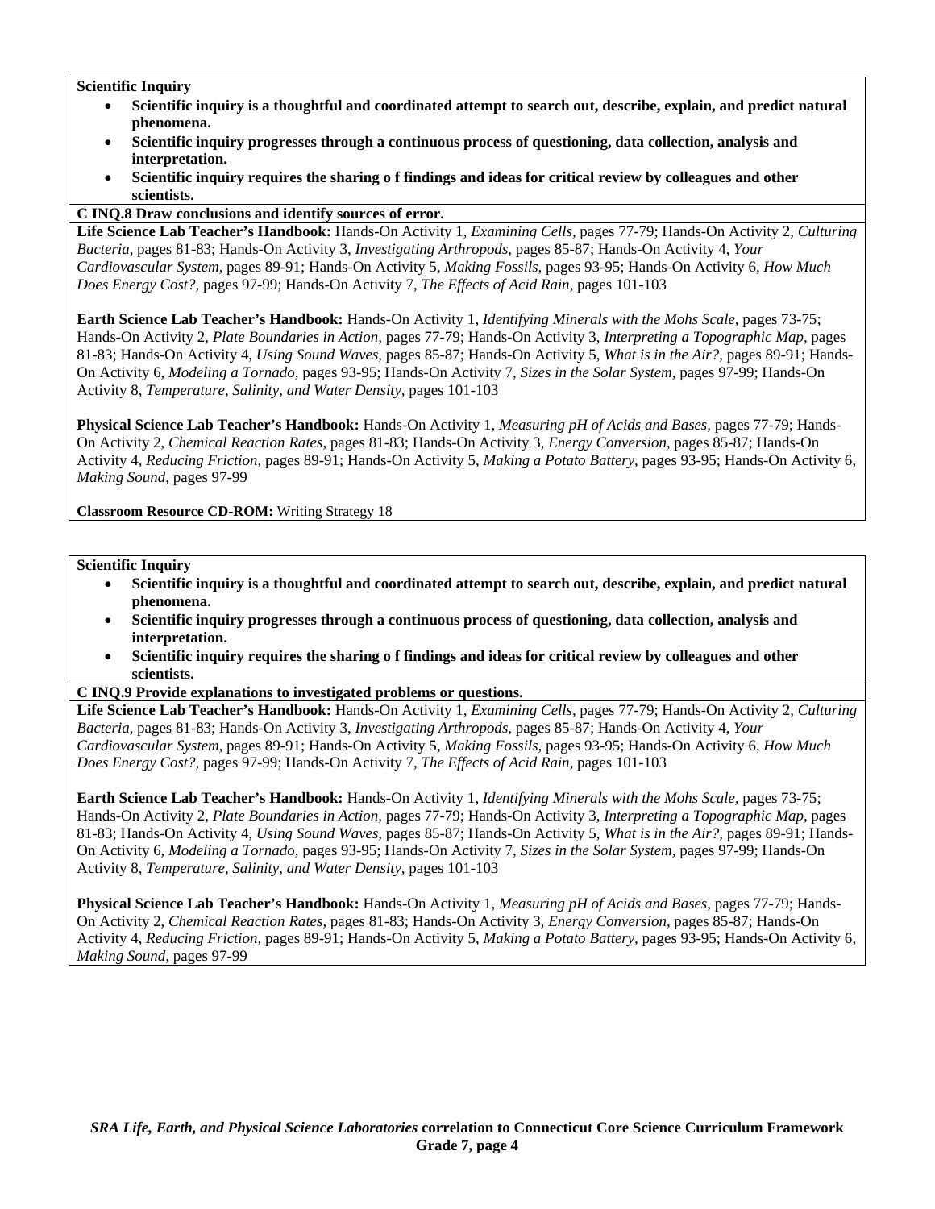**Scientific Inquiry**

- **Scientific inquiry is a thoughtful and coordinated attempt to search out, describe, explain, and predict natural phenomena.**
- **Scientific inquiry progresses through a continuous process of questioning, data collection, analysis and interpretation.**
- **Scientific inquiry requires the sharing o f findings and ideas for critical review by colleagues and other scientists.**

**C INQ.8 Draw conclusions and identify sources of error.**

**Life Science Lab Teacher's Handbook:** Hands-On Activity 1, *Examining Cells,* pages 77-79; Hands-On Activity 2, *Culturing Bacteria,* pages 81-83; Hands-On Activity 3, *Investigating Arthropods,* pages 85-87; Hands-On Activity 4, *Your Cardiovascular System,* pages 89-91; Hands-On Activity 5, *Making Fossils,* pages 93-95; Hands-On Activity 6, *How Much Does Energy Cost?,* pages 97-99; Hands-On Activity 7, *The Effects of Acid Rain,* pages 101-103

**Earth Science Lab Teacher's Handbook:** Hands-On Activity 1, *Identifying Minerals with the Mohs Scale,* pages 73-75; Hands-On Activity 2, *Plate Boundaries in Action,* pages 77-79; Hands-On Activity 3, *Interpreting a Topographic Map,* pages 81-83; Hands-On Activity 4, *Using Sound Waves,* pages 85-87; Hands-On Activity 5, *What is in the Air?,* pages 89-91; Hands-On Activity 6, *Modeling a Tornado,* pages 93-95; Hands-On Activity 7, *Sizes in the Solar System,* pages 97-99; Hands-On Activity 8, *Temperature, Salinity, and Water Density,* pages 101-103

**Physical Science Lab Teacher's Handbook:** Hands-On Activity 1, *Measuring pH of Acids and Bases,* pages 77-79; Hands-On Activity 2, *Chemical Reaction Rates,* pages 81-83; Hands-On Activity 3, *Energy Conversion,* pages 85-87; Hands-On Activity 4, *Reducing Friction,* pages 89-91; Hands-On Activity 5, *Making a Potato Battery,* pages 93-95; Hands-On Activity 6, *Making Sound,* pages 97-99

**Classroom Resource CD-ROM:** Writing Strategy 18

**Scientific Inquiry**

- **Scientific inquiry is a thoughtful and coordinated attempt to search out, describe, explain, and predict natural phenomena.**
- **Scientific inquiry progresses through a continuous process of questioning, data collection, analysis and interpretation.**
- **Scientific inquiry requires the sharing o f findings and ideas for critical review by colleagues and other scientists.**

**C INQ.9 Provide explanations to investigated problems or questions.**

**Life Science Lab Teacher's Handbook:** Hands-On Activity 1, *Examining Cells,* pages 77-79; Hands-On Activity 2, *Culturing Bacteria,* pages 81-83; Hands-On Activity 3, *Investigating Arthropods,* pages 85-87; Hands-On Activity 4, *Your Cardiovascular System,* pages 89-91; Hands-On Activity 5, *Making Fossils,* pages 93-95; Hands-On Activity 6, *How Much Does Energy Cost?,* pages 97-99; Hands-On Activity 7, *The Effects of Acid Rain,* pages 101-103

**Earth Science Lab Teacher's Handbook:** Hands-On Activity 1, *Identifying Minerals with the Mohs Scale,* pages 73-75; Hands-On Activity 2, *Plate Boundaries in Action,* pages 77-79; Hands-On Activity 3, *Interpreting a Topographic Map,* pages 81-83; Hands-On Activity 4, *Using Sound Waves,* pages 85-87; Hands-On Activity 5, *What is in the Air?,* pages 89-91; Hands-On Activity 6, *Modeling a Tornado,* pages 93-95; Hands-On Activity 7, *Sizes in the Solar System,* pages 97-99; Hands-On Activity 8, *Temperature, Salinity, and Water Density,* pages 101-103

**Physical Science Lab Teacher's Handbook:** Hands-On Activity 1, *Measuring pH of Acids and Bases,* pages 77-79; Hands-On Activity 2, *Chemical Reaction Rates,* pages 81-83; Hands-On Activity 3, *Energy Conversion,* pages 85-87; Hands-On Activity 4, *Reducing Friction,* pages 89-91; Hands-On Activity 5, *Making a Potato Battery,* pages 93-95; Hands-On Activity 6, *Making Sound,* pages 97-99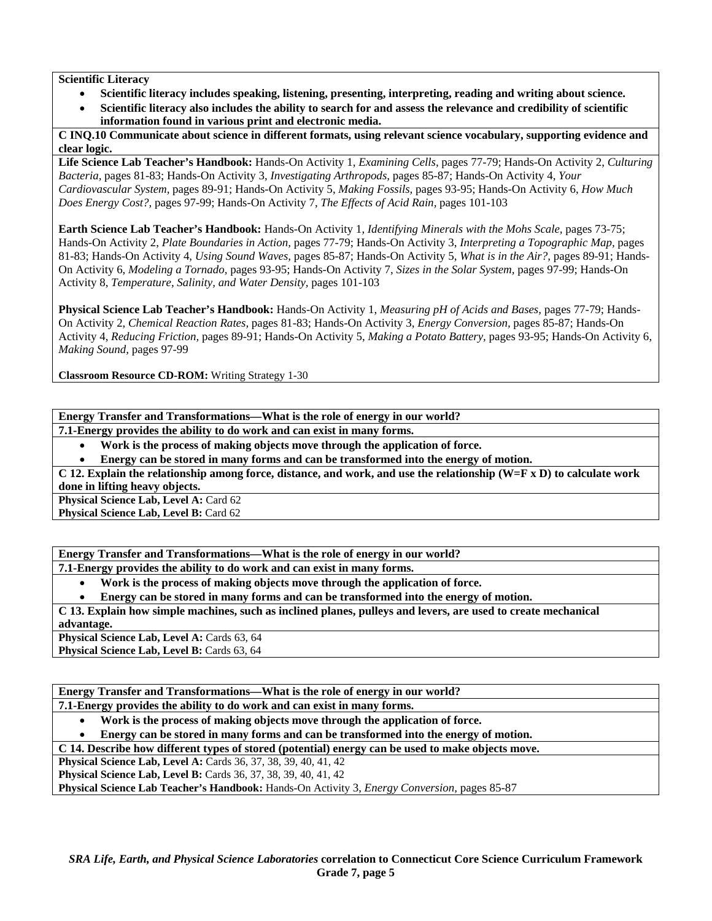**Scientific Literacy**

- **Scientific literacy includes speaking, listening, presenting, interpreting, reading and writing about science.**
- **Scientific literacy also includes the ability to search for and assess the relevance and credibility of scientific information found in various print and electronic media.**

**C INQ.10 Communicate about science in different formats, using relevant science vocabulary, supporting evidence and clear logic.**

**Life Science Lab Teacher's Handbook:** Hands-On Activity 1, *Examining Cells,* pages 77-79; Hands-On Activity 2, *Culturing Bacteria,* pages 81-83; Hands-On Activity 3, *Investigating Arthropods,* pages 85-87; Hands-On Activity 4, *Your Cardiovascular System,* pages 89-91; Hands-On Activity 5, *Making Fossils,* pages 93-95; Hands-On Activity 6, *How Much Does Energy Cost?,* pages 97-99; Hands-On Activity 7, *The Effects of Acid Rain,* pages 101-103

**Earth Science Lab Teacher's Handbook:** Hands-On Activity 1, *Identifying Minerals with the Mohs Scale,* pages 73-75; Hands-On Activity 2, *Plate Boundaries in Action,* pages 77-79; Hands-On Activity 3, *Interpreting a Topographic Map,* pages 81-83; Hands-On Activity 4, *Using Sound Waves,* pages 85-87; Hands-On Activity 5, *What is in the Air?,* pages 89-91; Hands-On Activity 6, *Modeling a Tornado,* pages 93-95; Hands-On Activity 7, *Sizes in the Solar System,* pages 97-99; Hands-On Activity 8, *Temperature, Salinity, and Water Density,* pages 101-103

**Physical Science Lab Teacher's Handbook:** Hands-On Activity 1, *Measuring pH of Acids and Bases,* pages 77-79; Hands-On Activity 2, *Chemical Reaction Rates,* pages 81-83; Hands-On Activity 3, *Energy Conversion,* pages 85-87; Hands-On Activity 4, *Reducing Friction,* pages 89-91; Hands-On Activity 5, *Making a Potato Battery,* pages 93-95; Hands-On Activity 6, *Making Sound,* pages 97-99

**Classroom Resource CD-ROM:** Writing Strategy 1-30

---

**Energy Transfer and Transformations—What is the role of energy in our world?**

**7.1-Energy provides the ability to do work and can exist in many forms.**

- **Work is the process of making objects move through the application of force.**
- **Energy can be stored in many forms and can be transformed into the energy of motion.**

**C 12. Explain the relationship among force, distance, and work, and use the relationship (W=F x D) to calculate work done in lifting heavy objects.**

**Physical Science Lab, Level A:** Card 62
**Physical Science Lab, Level B:** Card 62

---

**Energy Transfer and Transformations—What is the role of energy in our world?**

**7.1-Energy provides the ability to do work and can exist in many forms.**

- **Work is the process of making objects move through the application of force.**
- **Energy can be stored in many forms and can be transformed into the energy of motion.**

**C 13. Explain how simple machines, such as inclined planes, pulleys and levers, are used to create mechanical advantage.**

**Physical Science Lab, Level A:** Cards 63, 64
**Physical Science Lab, Level B:** Cards 63, 64

---

**Energy Transfer and Transformations—What is the role of energy in our world?**

**7.1-Energy provides the ability to do work and can exist in many forms.**

- **Work is the process of making objects move through the application of force.**
- **Energy can be stored in many forms and can be transformed into the energy of motion.**

**C 14. Describe how different types of stored (potential) energy can be used to make objects move.**

**Physical Science Lab, Level A:** Cards 36, 37, 38, 39, 40, 41, 42
**Physical Science Lab, Level B:** Cards 36, 37, 38, 39, 40, 41, 42
**Physical Science Lab Teacher's Handbook:** Hands-On Activity 3, *Energy Conversion,* pages 85-87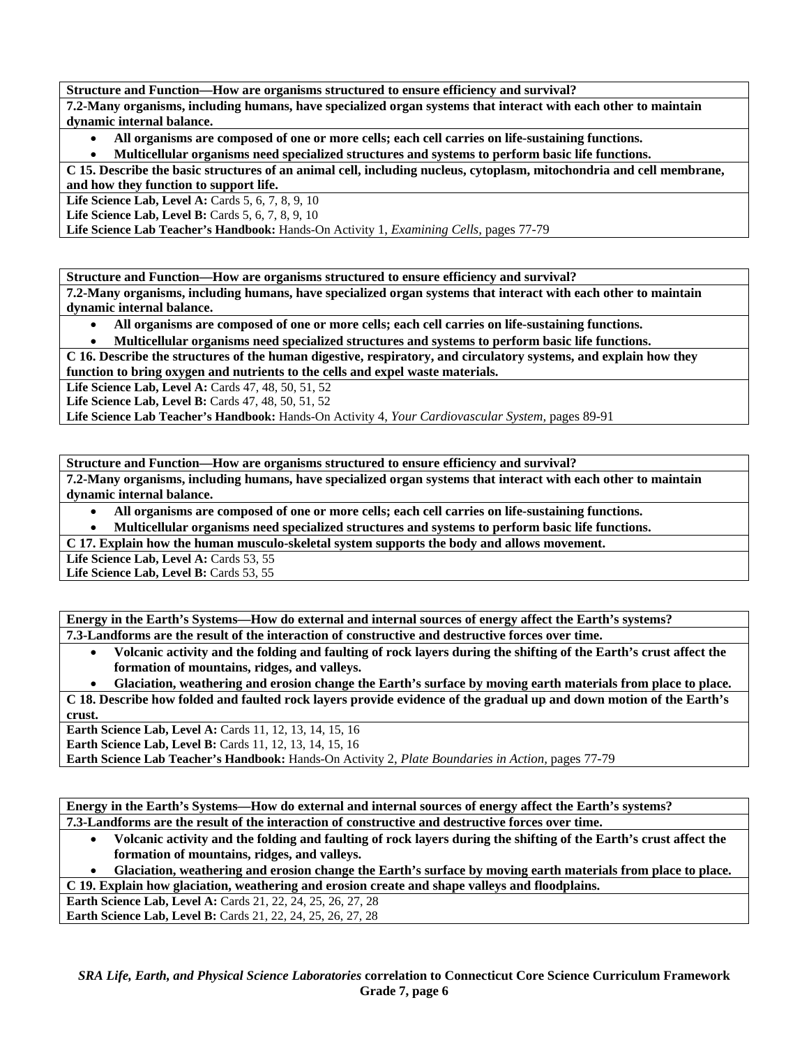**Structure and Function—How are organisms structured to ensure efficiency and survival?**

**7.2-Many organisms, including humans, have specialized organ systems that interact with each other to maintain dynamic internal balance.**

- **All organisms are composed of one or more cells; each cell carries on life-sustaining functions.**
- **Multicellular organisms need specialized structures and systems to perform basic life functions.**

**C 15. Describe the basic structures of an animal cell, including nucleus, cytoplasm, mitochondria and cell membrane, and how they function to support life.**

**Life Science Lab, Level A:** Cards 5, 6, 7, 8, 9, 10
**Life Science Lab, Level B:** Cards 5, 6, 7, 8, 9, 10
**Life Science Lab Teacher's Handbook:** Hands-On Activity 1, *Examining Cells,* pages 77-79

**Structure and Function—How are organisms structured to ensure efficiency and survival?**

**7.2-Many organisms, including humans, have specialized organ systems that interact with each other to maintain dynamic internal balance.**

- **All organisms are composed of one or more cells; each cell carries on life-sustaining functions.**
- **Multicellular organisms need specialized structures and systems to perform basic life functions.**

**C 16. Describe the structures of the human digestive, respiratory, and circulatory systems, and explain how they function to bring oxygen and nutrients to the cells and expel waste materials.**

**Life Science Lab, Level A:** Cards 47, 48, 50, 51, 52
**Life Science Lab, Level B:** Cards 47, 48, 50, 51, 52
**Life Science Lab Teacher's Handbook:** Hands-On Activity 4, *Your Cardiovascular System,* pages 89-91

**Structure and Function—How are organisms structured to ensure efficiency and survival?**

**7.2-Many organisms, including humans, have specialized organ systems that interact with each other to maintain dynamic internal balance.**

- **All organisms are composed of one or more cells; each cell carries on life-sustaining functions.**
- **Multicellular organisms need specialized structures and systems to perform basic life functions.**

**C 17. Explain how the human musculo-skeletal system supports the body and allows movement.**

**Life Science Lab, Level A:** Cards 53, 55
**Life Science Lab, Level B:** Cards 53, 55

**Energy in the Earth's Systems—How do external and internal sources of energy affect the Earth's systems?**

**7.3-Landforms are the result of the interaction of constructive and destructive forces over time.**

- **Volcanic activity and the folding and faulting of rock layers during the shifting of the Earth's crust affect the formation of mountains, ridges, and valleys.**
- **Glaciation, weathering and erosion change the Earth's surface by moving earth materials from place to place.**

**C 18. Describe how folded and faulted rock layers provide evidence of the gradual up and down motion of the Earth's crust.**

**Earth Science Lab, Level A:** Cards 11, 12, 13, 14, 15, 16
**Earth Science Lab, Level B:** Cards 11, 12, 13, 14, 15, 16
**Earth Science Lab Teacher's Handbook:** Hands-On Activity 2, *Plate Boundaries in Action,* pages 77-79

**Energy in the Earth's Systems—How do external and internal sources of energy affect the Earth's systems?**

**7.3-Landforms are the result of the interaction of constructive and destructive forces over time.**

- **Volcanic activity and the folding and faulting of rock layers during the shifting of the Earth's crust affect the formation of mountains, ridges, and valleys.**
- **Glaciation, weathering and erosion change the Earth's surface by moving earth materials from place to place.**

**C 19. Explain how glaciation, weathering and erosion create and shape valleys and floodplains.**

**Earth Science Lab, Level A:** Cards 21, 22, 24, 25, 26, 27, 28
**Earth Science Lab, Level B:** Cards 21, 22, 24, 25, 26, 27, 28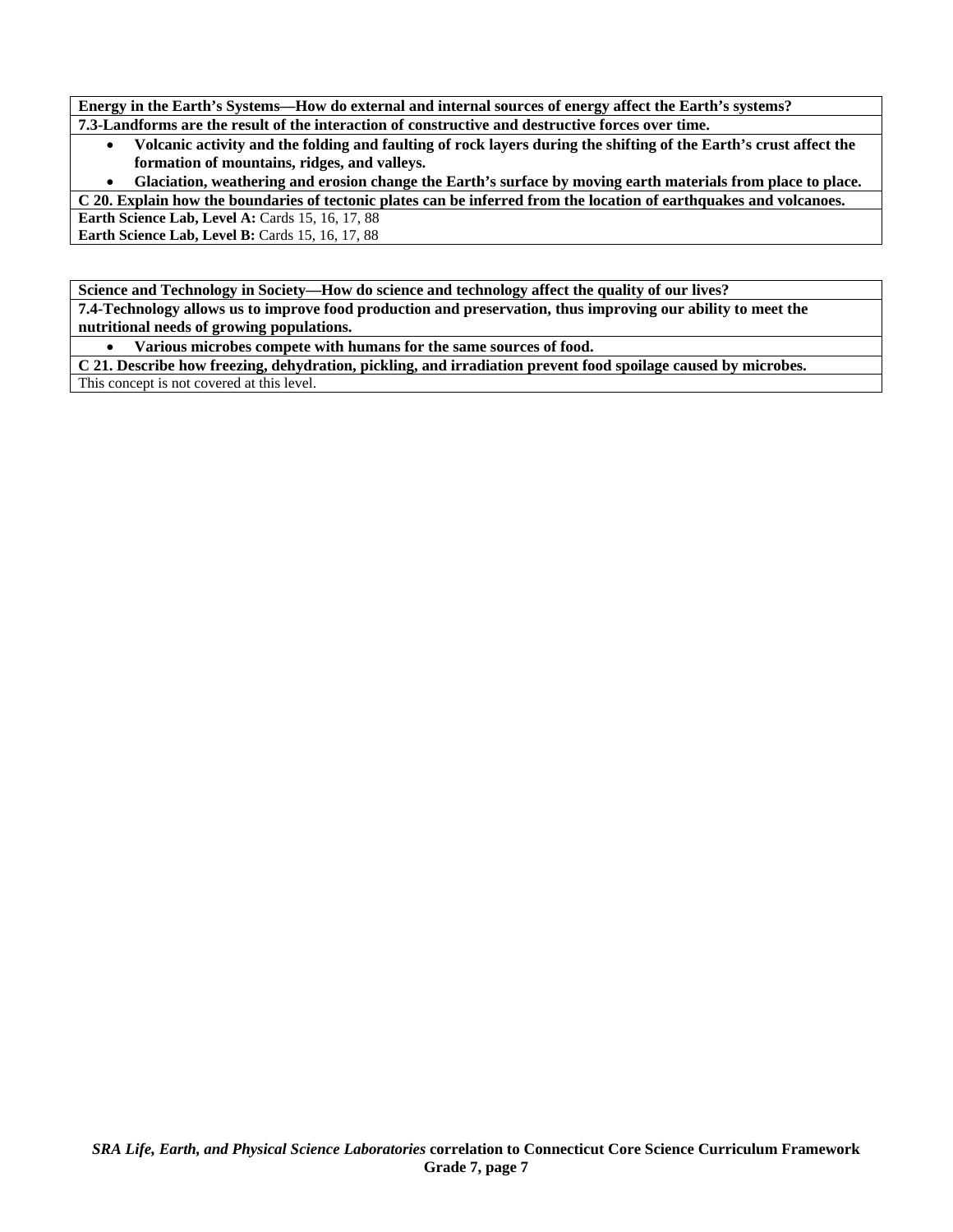**Energy in the Earth's Systems—How do external and internal sources of energy affect the Earth's systems?**

**7.3-Landforms are the result of the interaction of constructive and destructive forces over time.**

- **Volcanic activity and the folding and faulting of rock layers during the shifting of the Earth's crust affect the formation of mountains, ridges, and valleys.**
- **Glaciation, weathering and erosion change the Earth's surface by moving earth materials from place to place.**

**C 20. Explain how the boundaries of tectonic plates can be inferred from the location of earthquakes and volcanoes.**

**Earth Science Lab, Level A:** Cards 15, 16, 17, 88
**Earth Science Lab, Level B:** Cards 15, 16, 17, 88

**Science and Technology in Society—How do science and technology affect the quality of our lives?**

**7.4-Technology allows us to improve food production and preservation, thus improving our ability to meet the nutritional needs of growing populations.**

- **Various microbes compete with humans for the same sources of food.**

**C 21. Describe how freezing, dehydration, pickling, and irradiation prevent food spoilage caused by microbes.**

This concept is not covered at this level.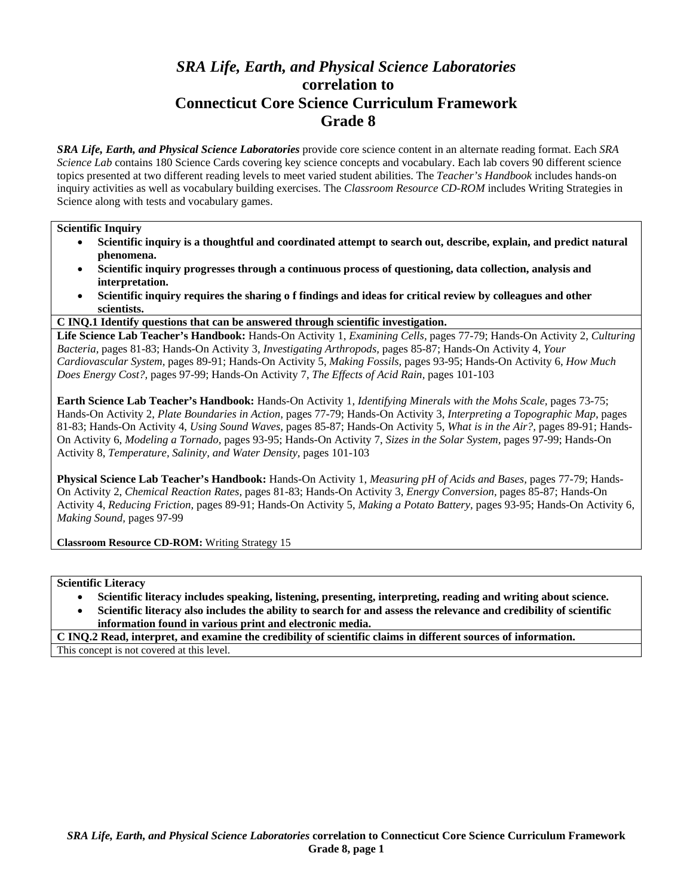# *SRA Life, Earth, and Physical Science Laboratories*
## correlation to
## Connecticut Core Science Curriculum Framework
## Grade 8

***SRA Life, Earth, and Physical Science Laboratories*** provide core science content in an alternate reading format. Each *SRA Science Lab* contains 180 Science Cards covering key science concepts and vocabulary. Each lab covers 90 different science topics presented at two different reading levels to meet varied student abilities. The *Teacher's Handbook* includes hands-on inquiry activities as well as vocabulary building exercises. The *Classroom Resource CD-ROM* includes Writing Strategies in Science along with tests and vocabulary games.

**Scientific Inquiry**

- **Scientific inquiry is a thoughtful and coordinated attempt to search out, describe, explain, and predict natural phenomena.**
- **Scientific inquiry progresses through a continuous process of questioning, data collection, analysis and interpretation.**
- **Scientific inquiry requires the sharing o f findings and ideas for critical review by colleagues and other scientists.**

**C INQ.1 Identify questions that can be answered through scientific investigation.**

**Life Science Lab Teacher's Handbook:** Hands-On Activity 1, *Examining Cells,* pages 77-79; Hands-On Activity 2, *Culturing Bacteria,* pages 81-83; Hands-On Activity 3, *Investigating Arthropods,* pages 85-87; Hands-On Activity 4, *Your Cardiovascular System,* pages 89-91; Hands-On Activity 5, *Making Fossils,* pages 93-95; Hands-On Activity 6, *How Much Does Energy Cost?,* pages 97-99; Hands-On Activity 7, *The Effects of Acid Rain,* pages 101-103

**Earth Science Lab Teacher's Handbook:** Hands-On Activity 1, *Identifying Minerals with the Mohs Scale,* pages 73-75; Hands-On Activity 2, *Plate Boundaries in Action,* pages 77-79; Hands-On Activity 3, *Interpreting a Topographic Map,* pages 81-83; Hands-On Activity 4, *Using Sound Waves,* pages 85-87; Hands-On Activity 5, *What is in the Air?,* pages 89-91; Hands-On Activity 6, *Modeling a Tornado,* pages 93-95; Hands-On Activity 7, *Sizes in the Solar System,* pages 97-99; Hands-On Activity 8, *Temperature, Salinity, and Water Density,* pages 101-103

**Physical Science Lab Teacher's Handbook:** Hands-On Activity 1, *Measuring pH of Acids and Bases,* pages 77-79; Hands-On Activity 2, *Chemical Reaction Rates,* pages 81-83; Hands-On Activity 3, *Energy Conversion,* pages 85-87; Hands-On Activity 4, *Reducing Friction,* pages 89-91; Hands-On Activity 5, *Making a Potato Battery,* pages 93-95; Hands-On Activity 6, *Making Sound,* pages 97-99

**Classroom Resource CD-ROM:** Writing Strategy 15

**Scientific Literacy**

- **Scientific literacy includes speaking, listening, presenting, interpreting, reading and writing about science.**
- **Scientific literacy also includes the ability to search for and assess the relevance and credibility of scientific information found in various print and electronic media.**

**C INQ.2 Read, interpret, and examine the credibility of scientific claims in different sources of information.**

This concept is not covered at this level.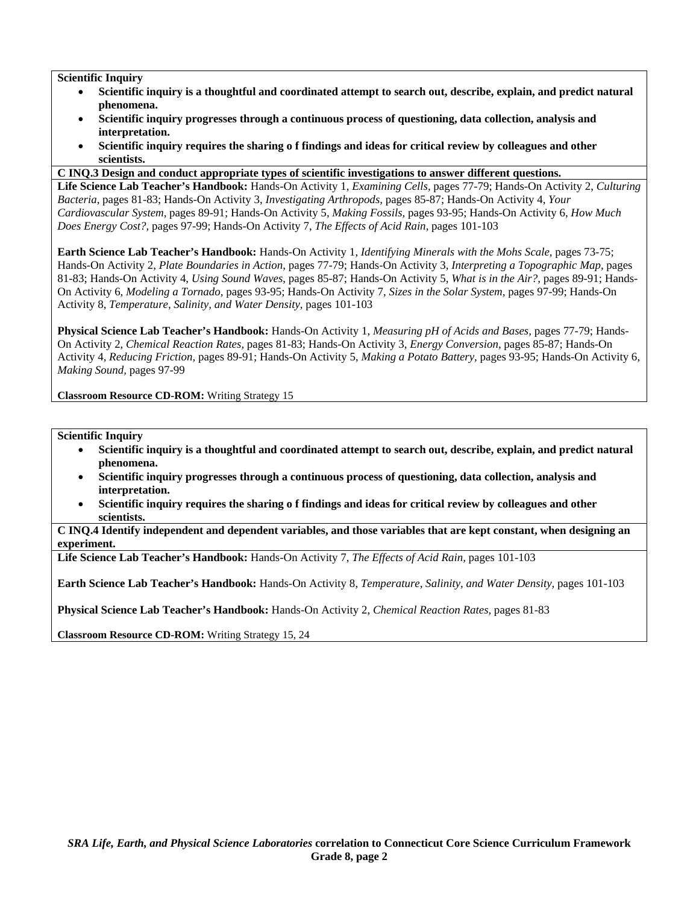**Scientific Inquiry**

- **Scientific inquiry is a thoughtful and coordinated attempt to search out, describe, explain, and predict natural phenomena.**
- **Scientific inquiry progresses through a continuous process of questioning, data collection, analysis and interpretation.**
- **Scientific inquiry requires the sharing o f findings and ideas for critical review by colleagues and other scientists.**

**C INQ.3 Design and conduct appropriate types of scientific investigations to answer different questions.**

**Life Science Lab Teacher's Handbook:** Hands-On Activity 1, *Examining Cells,* pages 77-79; Hands-On Activity 2, *Culturing Bacteria,* pages 81-83; Hands-On Activity 3, *Investigating Arthropods,* pages 85-87; Hands-On Activity 4, *Your Cardiovascular System,* pages 89-91; Hands-On Activity 5, *Making Fossils,* pages 93-95; Hands-On Activity 6, *How Much Does Energy Cost?,* pages 97-99; Hands-On Activity 7, *The Effects of Acid Rain,* pages 101-103

**Earth Science Lab Teacher's Handbook:** Hands-On Activity 1, *Identifying Minerals with the Mohs Scale,* pages 73-75; Hands-On Activity 2, *Plate Boundaries in Action,* pages 77-79; Hands-On Activity 3, *Interpreting a Topographic Map,* pages 81-83; Hands-On Activity 4, *Using Sound Waves,* pages 85-87; Hands-On Activity 5, *What is in the Air?,* pages 89-91; Hands-On Activity 6, *Modeling a Tornado,* pages 93-95; Hands-On Activity 7, *Sizes in the Solar System,* pages 97-99; Hands-On Activity 8, *Temperature, Salinity, and Water Density,* pages 101-103

**Physical Science Lab Teacher's Handbook:** Hands-On Activity 1, *Measuring pH of Acids and Bases,* pages 77-79; Hands-On Activity 2, *Chemical Reaction Rates,* pages 81-83; Hands-On Activity 3, *Energy Conversion,* pages 85-87; Hands-On Activity 4, *Reducing Friction,* pages 89-91; Hands-On Activity 5, *Making a Potato Battery,* pages 93-95; Hands-On Activity 6, *Making Sound,* pages 97-99

**Classroom Resource CD-ROM:** Writing Strategy 15

**Scientific Inquiry**

- **Scientific inquiry is a thoughtful and coordinated attempt to search out, describe, explain, and predict natural phenomena.**
- **Scientific inquiry progresses through a continuous process of questioning, data collection, analysis and interpretation.**
- **Scientific inquiry requires the sharing o f findings and ideas for critical review by colleagues and other scientists.**

**C INQ.4 Identify independent and dependent variables, and those variables that are kept constant, when designing an experiment.**

**Life Science Lab Teacher's Handbook:** Hands-On Activity 7, *The Effects of Acid Rain,* pages 101-103

**Earth Science Lab Teacher's Handbook:** Hands-On Activity 8, *Temperature, Salinity, and Water Density,* pages 101-103

**Physical Science Lab Teacher's Handbook:** Hands-On Activity 2, *Chemical Reaction Rates,* pages 81-83

**Classroom Resource CD-ROM:** Writing Strategy 15, 24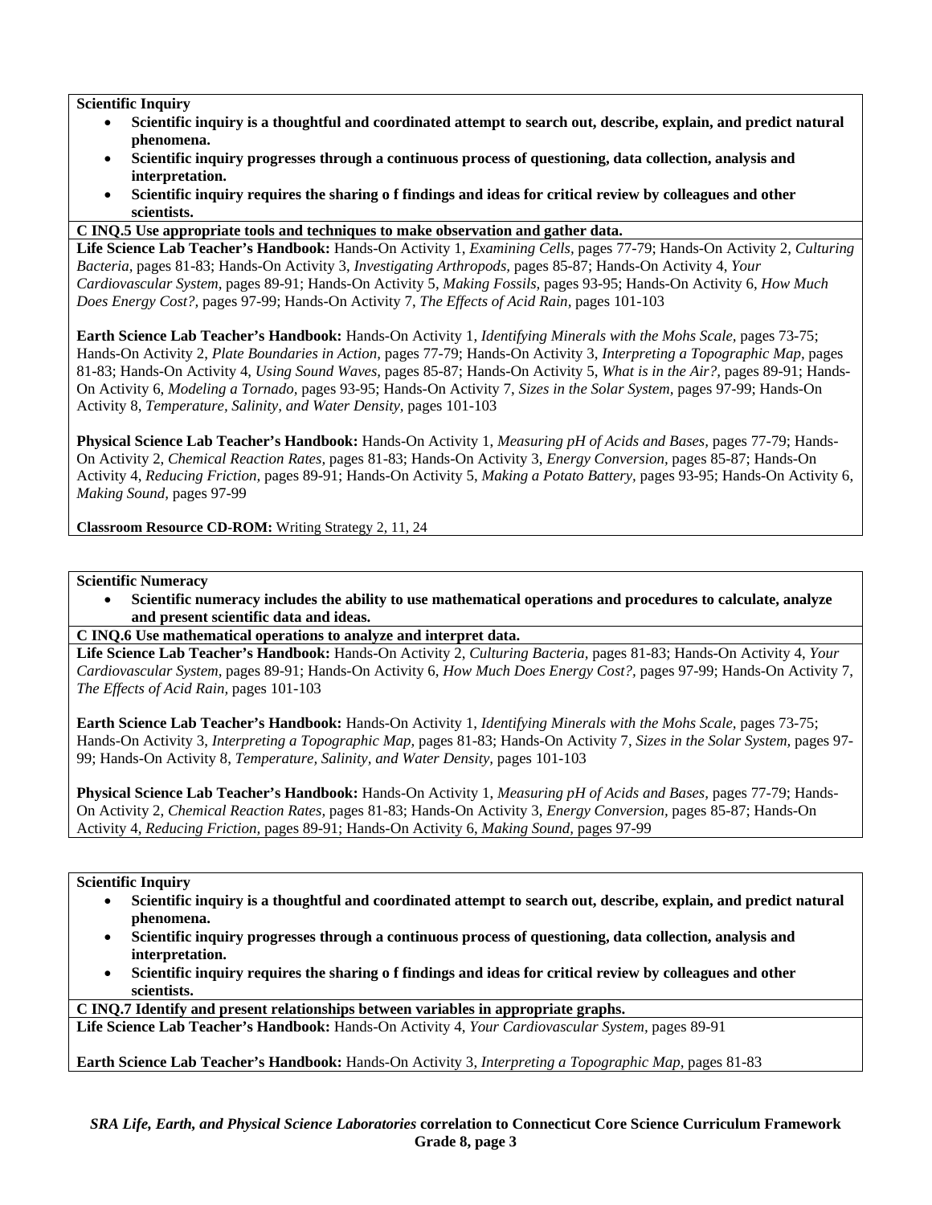**Scientific Inquiry**

- **Scientific inquiry is a thoughtful and coordinated attempt to search out, describe, explain, and predict natural phenomena.**
- **Scientific inquiry progresses through a continuous process of questioning, data collection, analysis and interpretation.**
- **Scientific inquiry requires the sharing o f findings and ideas for critical review by colleagues and other scientists.**

**C INQ.5 Use appropriate tools and techniques to make observation and gather data.**

**Life Science Lab Teacher's Handbook:** Hands-On Activity 1, *Examining Cells,* pages 77-79; Hands-On Activity 2, *Culturing Bacteria,* pages 81-83; Hands-On Activity 3, *Investigating Arthropods,* pages 85-87; Hands-On Activity 4, *Your Cardiovascular System,* pages 89-91; Hands-On Activity 5, *Making Fossils,* pages 93-95; Hands-On Activity 6, *How Much Does Energy Cost?,* pages 97-99; Hands-On Activity 7, *The Effects of Acid Rain,* pages 101-103

**Earth Science Lab Teacher's Handbook:** Hands-On Activity 1, *Identifying Minerals with the Mohs Scale,* pages 73-75; Hands-On Activity 2, *Plate Boundaries in Action,* pages 77-79; Hands-On Activity 3, *Interpreting a Topographic Map,* pages 81-83; Hands-On Activity 4, *Using Sound Waves,* pages 85-87; Hands-On Activity 5, *What is in the Air?,* pages 89-91; Hands-On Activity 6, *Modeling a Tornado,* pages 93-95; Hands-On Activity 7, *Sizes in the Solar System,* pages 97-99; Hands-On Activity 8, *Temperature, Salinity, and Water Density,* pages 101-103

**Physical Science Lab Teacher's Handbook:** Hands-On Activity 1, *Measuring pH of Acids and Bases,* pages 77-79; Hands-On Activity 2, *Chemical Reaction Rates,* pages 81-83; Hands-On Activity 3, *Energy Conversion,* pages 85-87; Hands-On Activity 4, *Reducing Friction,* pages 89-91; Hands-On Activity 5, *Making a Potato Battery,* pages 93-95; Hands-On Activity 6, *Making Sound,* pages 97-99

**Classroom Resource CD-ROM:** Writing Strategy 2, 11, 24

**Scientific Numeracy**

- **Scientific numeracy includes the ability to use mathematical operations and procedures to calculate, analyze and present scientific data and ideas.**

**C INQ.6 Use mathematical operations to analyze and interpret data.**

**Life Science Lab Teacher's Handbook:** Hands-On Activity 2, *Culturing Bacteria,* pages 81-83; Hands-On Activity 4, *Your Cardiovascular System,* pages 89-91; Hands-On Activity 6, *How Much Does Energy Cost?,* pages 97-99; Hands-On Activity 7, *The Effects of Acid Rain,* pages 101-103

**Earth Science Lab Teacher's Handbook:** Hands-On Activity 1, *Identifying Minerals with the Mohs Scale,* pages 73-75; Hands-On Activity 3, *Interpreting a Topographic Map,* pages 81-83; Hands-On Activity 7, *Sizes in the Solar System,* pages 97-99; Hands-On Activity 8, *Temperature, Salinity, and Water Density,* pages 101-103

**Physical Science Lab Teacher's Handbook:** Hands-On Activity 1, *Measuring pH of Acids and Bases,* pages 77-79; Hands-On Activity 2, *Chemical Reaction Rates,* pages 81-83; Hands-On Activity 3, *Energy Conversion,* pages 85-87; Hands-On Activity 4, *Reducing Friction,* pages 89-91; Hands-On Activity 6, *Making Sound,* pages 97-99

**Scientific Inquiry**

- **Scientific inquiry is a thoughtful and coordinated attempt to search out, describe, explain, and predict natural phenomena.**
- **Scientific inquiry progresses through a continuous process of questioning, data collection, analysis and interpretation.**
- **Scientific inquiry requires the sharing o f findings and ideas for critical review by colleagues and other scientists.**

**C INQ.7 Identify and present relationships between variables in appropriate graphs.**

**Life Science Lab Teacher's Handbook:** Hands-On Activity 4, *Your Cardiovascular System,* pages 89-91

**Earth Science Lab Teacher's Handbook:** Hands-On Activity 3, *Interpreting a Topographic Map,* pages 81-83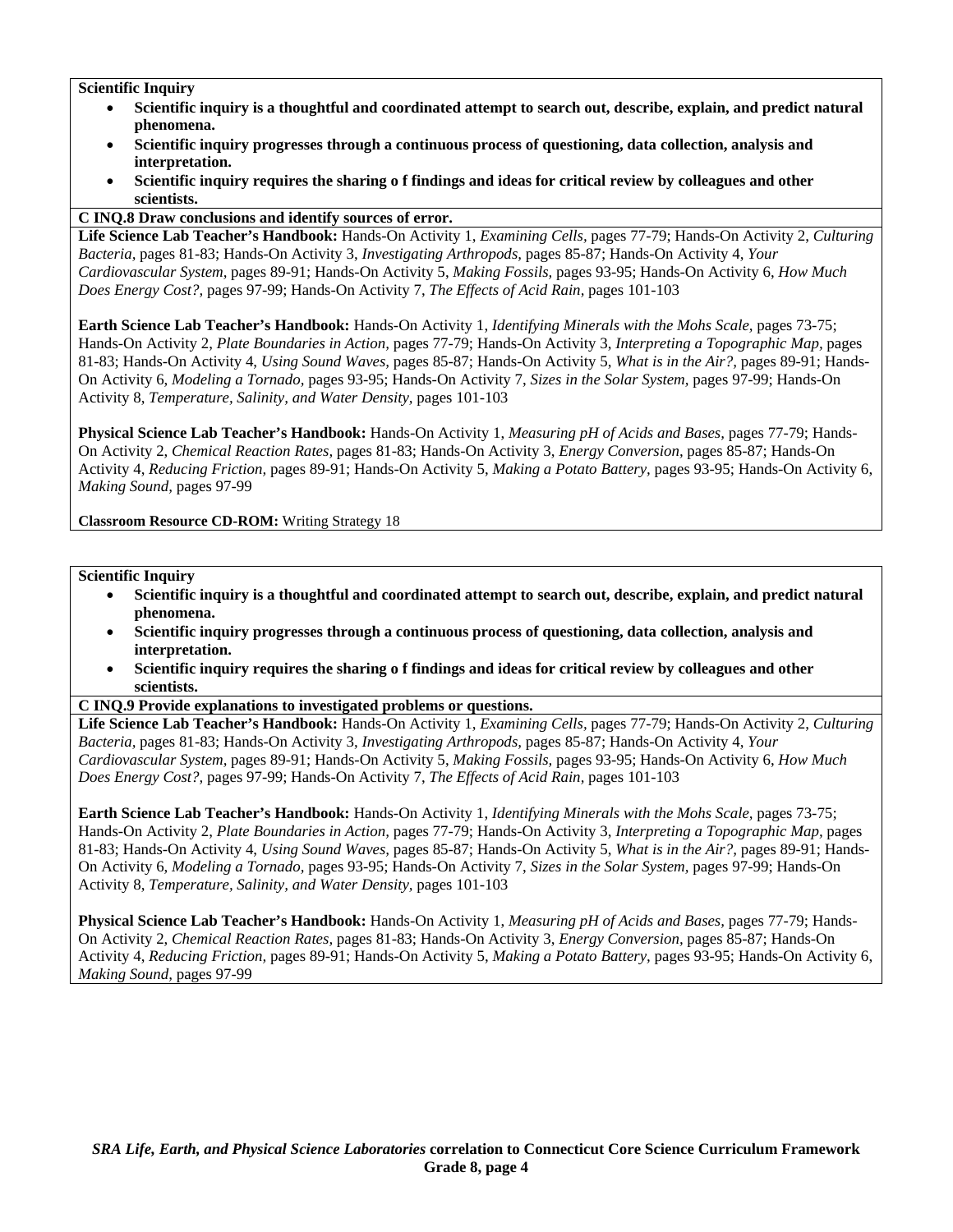**Scientific Inquiry**

- **Scientific inquiry is a thoughtful and coordinated attempt to search out, describe, explain, and predict natural phenomena.**
- **Scientific inquiry progresses through a continuous process of questioning, data collection, analysis and interpretation.**
- **Scientific inquiry requires the sharing o f findings and ideas for critical review by colleagues and other scientists.**

**C INQ.8 Draw conclusions and identify sources of error.**

**Life Science Lab Teacher's Handbook:** Hands-On Activity 1, *Examining Cells,* pages 77-79; Hands-On Activity 2, *Culturing Bacteria,* pages 81-83; Hands-On Activity 3, *Investigating Arthropods,* pages 85-87; Hands-On Activity 4, *Your Cardiovascular System,* pages 89-91; Hands-On Activity 5, *Making Fossils,* pages 93-95; Hands-On Activity 6, *How Much Does Energy Cost?,* pages 97-99; Hands-On Activity 7, *The Effects of Acid Rain,* pages 101-103

**Earth Science Lab Teacher's Handbook:** Hands-On Activity 1, *Identifying Minerals with the Mohs Scale,* pages 73-75; Hands-On Activity 2, *Plate Boundaries in Action,* pages 77-79; Hands-On Activity 3, *Interpreting a Topographic Map,* pages 81-83; Hands-On Activity 4, *Using Sound Waves,* pages 85-87; Hands-On Activity 5, *What is in the Air?,* pages 89-91; Hands-On Activity 6, *Modeling a Tornado,* pages 93-95; Hands-On Activity 7, *Sizes in the Solar System,* pages 97-99; Hands-On Activity 8, *Temperature, Salinity, and Water Density,* pages 101-103

**Physical Science Lab Teacher's Handbook:** Hands-On Activity 1, *Measuring pH of Acids and Bases,* pages 77-79; Hands-On Activity 2, *Chemical Reaction Rates,* pages 81-83; Hands-On Activity 3, *Energy Conversion,* pages 85-87; Hands-On Activity 4, *Reducing Friction,* pages 89-91; Hands-On Activity 5, *Making a Potato Battery,* pages 93-95; Hands-On Activity 6, *Making Sound,* pages 97-99

**Classroom Resource CD-ROM:** Writing Strategy 18

**Scientific Inquiry**

- **Scientific inquiry is a thoughtful and coordinated attempt to search out, describe, explain, and predict natural phenomena.**
- **Scientific inquiry progresses through a continuous process of questioning, data collection, analysis and interpretation.**
- **Scientific inquiry requires the sharing o f findings and ideas for critical review by colleagues and other scientists.**

**C INQ.9 Provide explanations to investigated problems or questions.**

**Life Science Lab Teacher's Handbook:** Hands-On Activity 1, *Examining Cells,* pages 77-79; Hands-On Activity 2, *Culturing Bacteria,* pages 81-83; Hands-On Activity 3, *Investigating Arthropods,* pages 85-87; Hands-On Activity 4, *Your Cardiovascular System,* pages 89-91; Hands-On Activity 5, *Making Fossils,* pages 93-95; Hands-On Activity 6, *How Much Does Energy Cost?,* pages 97-99; Hands-On Activity 7, *The Effects of Acid Rain,* pages 101-103

**Earth Science Lab Teacher's Handbook:** Hands-On Activity 1, *Identifying Minerals with the Mohs Scale,* pages 73-75; Hands-On Activity 2, *Plate Boundaries in Action,* pages 77-79; Hands-On Activity 3, *Interpreting a Topographic Map,* pages 81-83; Hands-On Activity 4, *Using Sound Waves,* pages 85-87; Hands-On Activity 5, *What is in the Air?,* pages 89-91; Hands-On Activity 6, *Modeling a Tornado,* pages 93-95; Hands-On Activity 7, *Sizes in the Solar System,* pages 97-99; Hands-On Activity 8, *Temperature, Salinity, and Water Density,* pages 101-103

**Physical Science Lab Teacher's Handbook:** Hands-On Activity 1, *Measuring pH of Acids and Bases,* pages 77-79; Hands-On Activity 2, *Chemical Reaction Rates,* pages 81-83; Hands-On Activity 3, *Energy Conversion,* pages 85-87; Hands-On Activity 4, *Reducing Friction,* pages 89-91; Hands-On Activity 5, *Making a Potato Battery,* pages 93-95; Hands-On Activity 6, *Making Sound,* pages 97-99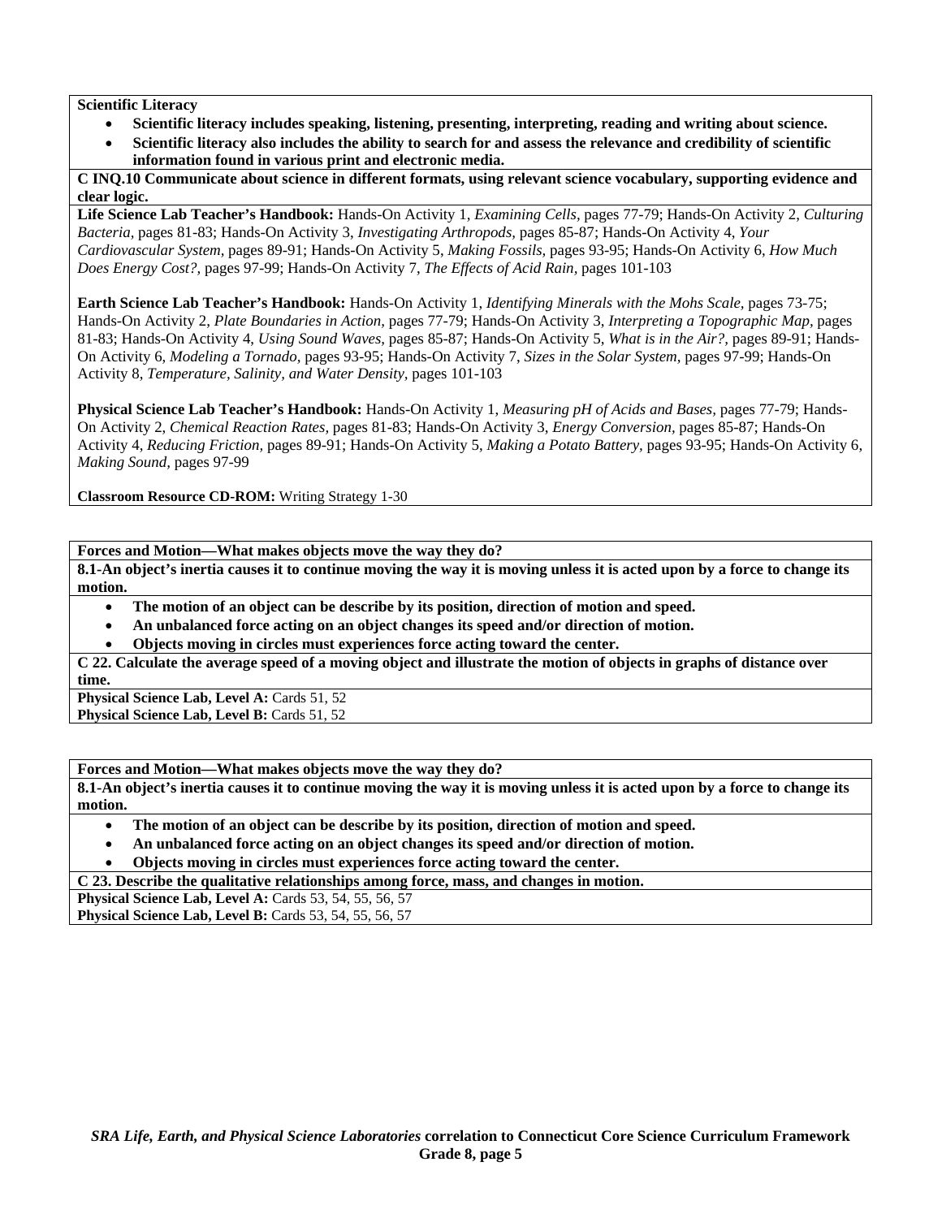**Scientific Literacy**

- **Scientific literacy includes speaking, listening, presenting, interpreting, reading and writing about science.**
- **Scientific literacy also includes the ability to search for and assess the relevance and credibility of scientific information found in various print and electronic media.**

**C INQ.10 Communicate about science in different formats, using relevant science vocabulary, supporting evidence and clear logic.**

**Life Science Lab Teacher's Handbook:** Hands-On Activity 1, *Examining Cells*, pages 77-79; Hands-On Activity 2, *Culturing Bacteria*, pages 81-83; Hands-On Activity 3, *Investigating Arthropods*, pages 85-87; Hands-On Activity 4, *Your Cardiovascular System*, pages 89-91; Hands-On Activity 5, *Making Fossils*, pages 93-95; Hands-On Activity 6, *How Much Does Energy Cost?*, pages 97-99; Hands-On Activity 7, *The Effects of Acid Rain*, pages 101-103

**Earth Science Lab Teacher's Handbook:** Hands-On Activity 1, *Identifying Minerals with the Mohs Scale*, pages 73-75; Hands-On Activity 2, *Plate Boundaries in Action*, pages 77-79; Hands-On Activity 3, *Interpreting a Topographic Map*, pages 81-83; Hands-On Activity 4, *Using Sound Waves*, pages 85-87; Hands-On Activity 5, *What is in the Air?*, pages 89-91; Hands-On Activity 6, *Modeling a Tornado*, pages 93-95; Hands-On Activity 7, *Sizes in the Solar System*, pages 97-99; Hands-On Activity 8, *Temperature, Salinity, and Water Density*, pages 101-103

**Physical Science Lab Teacher's Handbook:** Hands-On Activity 1, *Measuring pH of Acids and Bases*, pages 77-79; Hands-On Activity 2, *Chemical Reaction Rates*, pages 81-83; Hands-On Activity 3, *Energy Conversion*, pages 85-87; Hands-On Activity 4, *Reducing Friction*, pages 89-91; Hands-On Activity 5, *Making a Potato Battery*, pages 93-95; Hands-On Activity 6, *Making Sound*, pages 97-99

**Classroom Resource CD-ROM:** Writing Strategy 1-30

---

**Forces and Motion—What makes objects move the way they do?**

**8.1-An object's inertia causes it to continue moving the way it is moving unless it is acted upon by a force to change its motion.**

- **The motion of an object can be describe by its position, direction of motion and speed.**
- **An unbalanced force acting on an object changes its speed and/or direction of motion.**
- **Objects moving in circles must experiences force acting toward the center.**

**C 22. Calculate the average speed of a moving object and illustrate the motion of objects in graphs of distance over time.**

**Physical Science Lab, Level A:** Cards 51, 52
**Physical Science Lab, Level B:** Cards 51, 52

---

**Forces and Motion—What makes objects move the way they do?**

**8.1-An object's inertia causes it to continue moving the way it is moving unless it is acted upon by a force to change its motion.**

- **The motion of an object can be describe by its position, direction of motion and speed.**
- **An unbalanced force acting on an object changes its speed and/or direction of motion.**
- **Objects moving in circles must experiences force acting toward the center.**

**C 23. Describe the qualitative relationships among force, mass, and changes in motion.**

**Physical Science Lab, Level A:** Cards 53, 54, 55, 56, 57
**Physical Science Lab, Level B:** Cards 53, 54, 55, 56, 57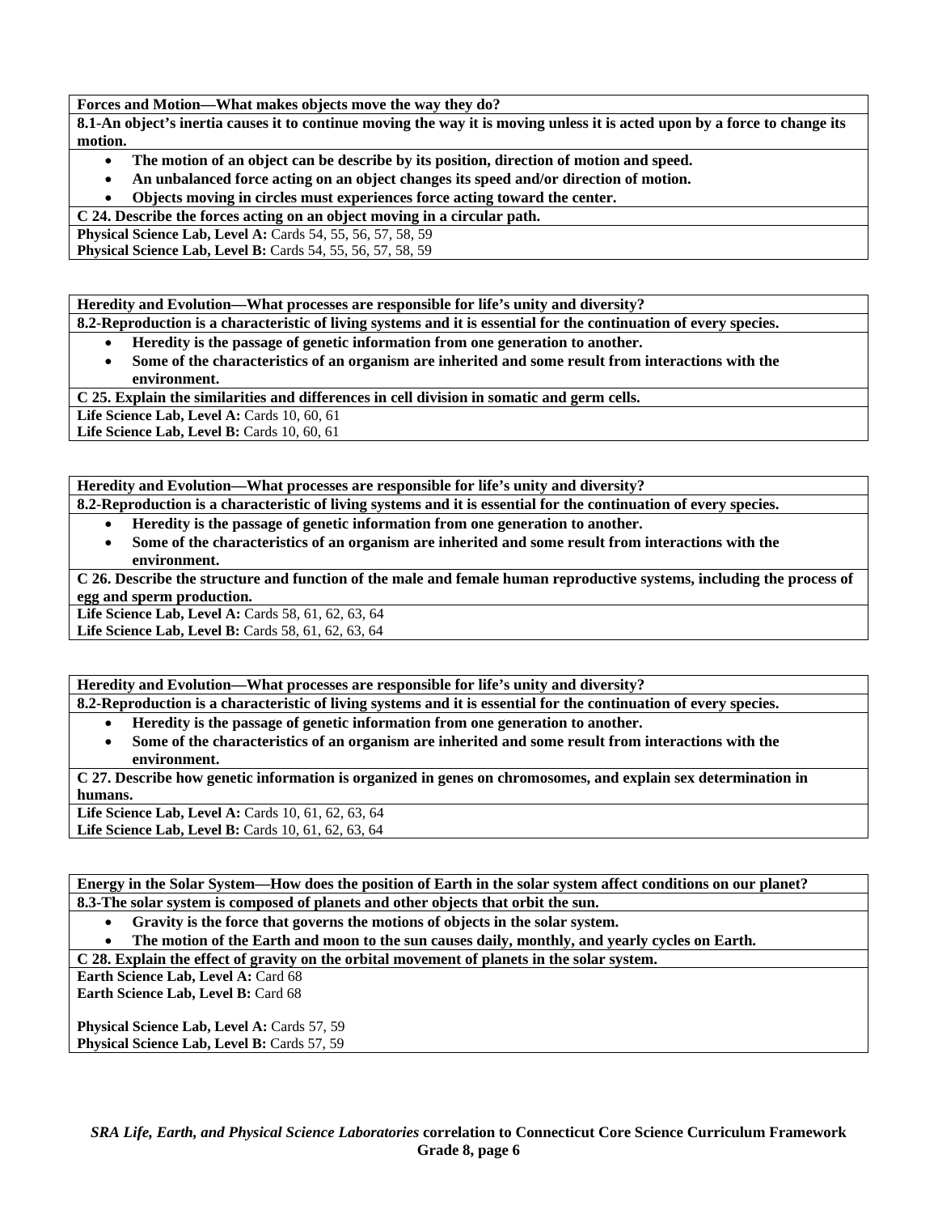**Forces and Motion—What makes objects move the way they do?**

**8.1-An object's inertia causes it to continue moving the way it is moving unless it is acted upon by a force to change its motion.**

- **The motion of an object can be describe by its position, direction of motion and speed.**
- **An unbalanced force acting on an object changes its speed and/or direction of motion.**
- **Objects moving in circles must experiences force acting toward the center.**

**C 24. Describe the forces acting on an object moving in a circular path.**

**Physical Science Lab, Level A:** Cards 54, 55, 56, 57, 58, 59
**Physical Science Lab, Level B:** Cards 54, 55, 56, 57, 58, 59

---

**Heredity and Evolution—What processes are responsible for life's unity and diversity?**

**8.2-Reproduction is a characteristic of living systems and it is essential for the continuation of every species.**

- **Heredity is the passage of genetic information from one generation to another.**
- **Some of the characteristics of an organism are inherited and some result from interactions with the environment.**

**C 25. Explain the similarities and differences in cell division in somatic and germ cells.**

**Life Science Lab, Level A:** Cards 10, 60, 61
**Life Science Lab, Level B:** Cards 10, 60, 61

---

**Heredity and Evolution—What processes are responsible for life's unity and diversity?**

**8.2-Reproduction is a characteristic of living systems and it is essential for the continuation of every species.**

- **Heredity is the passage of genetic information from one generation to another.**
- **Some of the characteristics of an organism are inherited and some result from interactions with the environment.**

**C 26. Describe the structure and function of the male and female human reproductive systems, including the process of egg and sperm production.**

**Life Science Lab, Level A:** Cards 58, 61, 62, 63, 64
**Life Science Lab, Level B:** Cards 58, 61, 62, 63, 64

---

**Heredity and Evolution—What processes are responsible for life's unity and diversity?**

**8.2-Reproduction is a characteristic of living systems and it is essential for the continuation of every species.**

- **Heredity is the passage of genetic information from one generation to another.**
- **Some of the characteristics of an organism are inherited and some result from interactions with the environment.**

**C 27. Describe how genetic information is organized in genes on chromosomes, and explain sex determination in humans.**

**Life Science Lab, Level A:** Cards 10, 61, 62, 63, 64
**Life Science Lab, Level B:** Cards 10, 61, 62, 63, 64

---

**Energy in the Solar System—How does the position of Earth in the solar system affect conditions on our planet?**

**8.3-The solar system is composed of planets and other objects that orbit the sun.**

- **Gravity is the force that governs the motions of objects in the solar system.**
- **The motion of the Earth and moon to the sun causes daily, monthly, and yearly cycles on Earth.**

**C 28. Explain the effect of gravity on the orbital movement of planets in the solar system.**

**Earth Science Lab, Level A:** Card 68
**Earth Science Lab, Level B:** Card 68

**Physical Science Lab, Level A:** Cards 57, 59
**Physical Science Lab, Level B:** Cards 57, 59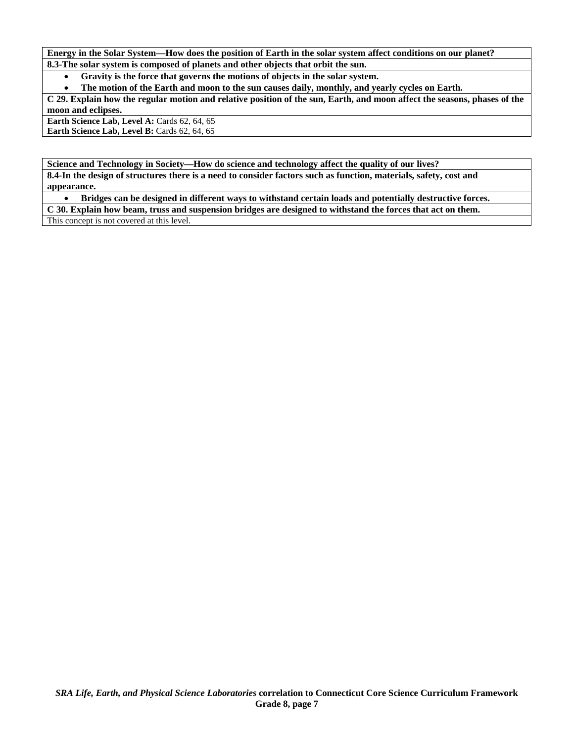**Energy in the Solar System—How does the position of Earth in the solar system affect conditions on our planet?**

**8.3-The solar system is composed of planets and other objects that orbit the sun.**

- **Gravity is the force that governs the motions of objects in the solar system.**
- **The motion of the Earth and moon to the sun causes daily, monthly, and yearly cycles on Earth.**

**C 29. Explain how the regular motion and relative position of the sun, Earth, and moon affect the seasons, phases of the moon and eclipses.**

**Earth Science Lab, Level A:** Cards 62, 64, 65
**Earth Science Lab, Level B:** Cards 62, 64, 65

**Science and Technology in Society—How do science and technology affect the quality of our lives?**

**8.4-In the design of structures there is a need to consider factors such as function, materials, safety, cost and appearance.**

- **Bridges can be designed in different ways to withstand certain loads and potentially destructive forces.**

**C 30. Explain how beam, truss and suspension bridges are designed to withstand the forces that act on them.**

This concept is not covered at this level.